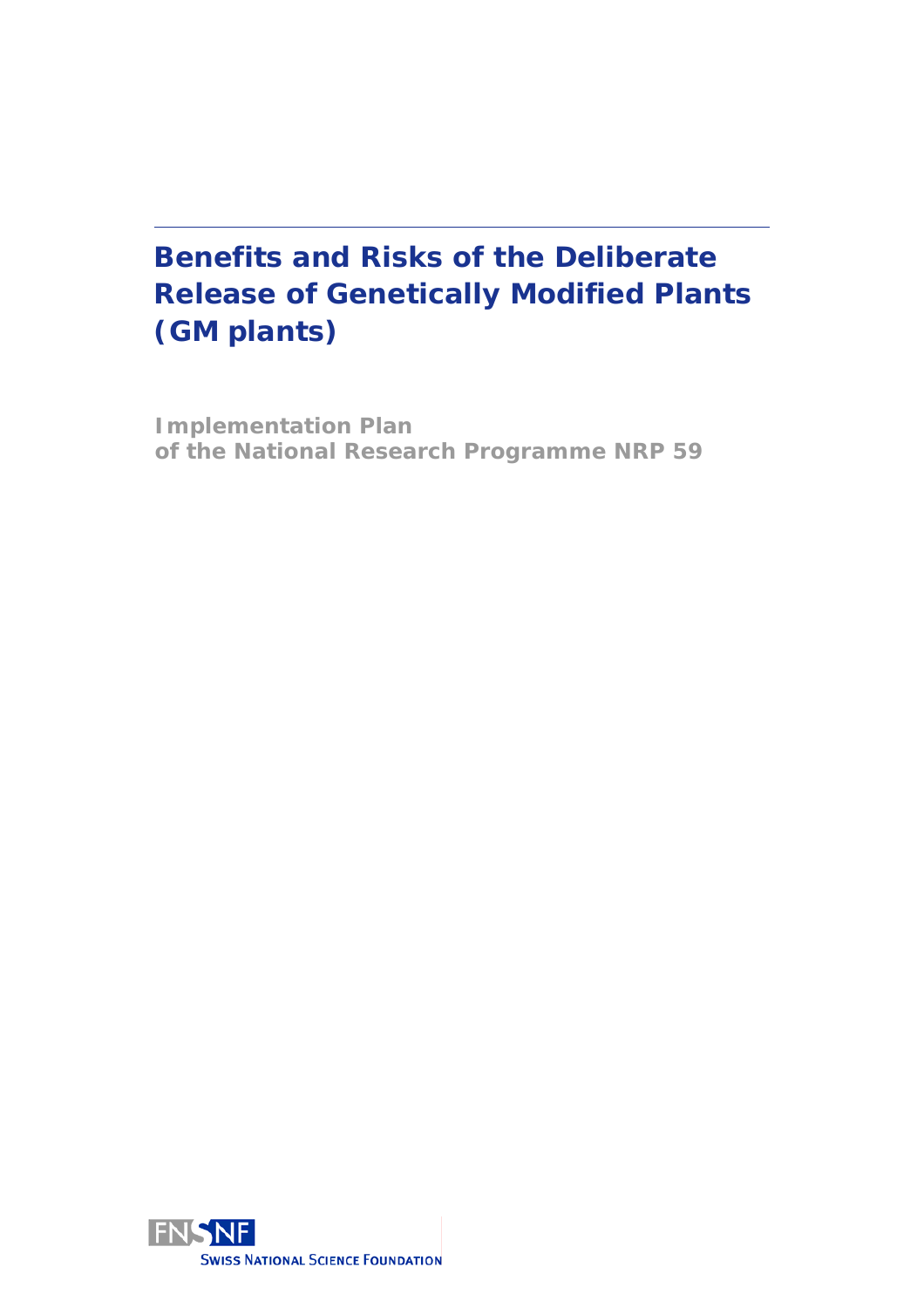# Benefits and Risks of the Deliberate Release of Genetically Modified Plants (GM plants)

**Implementation Plan of the National Research Programme NRP 59**

FNSNF
SWISS NATIONAL SCIENCE FOUNDATION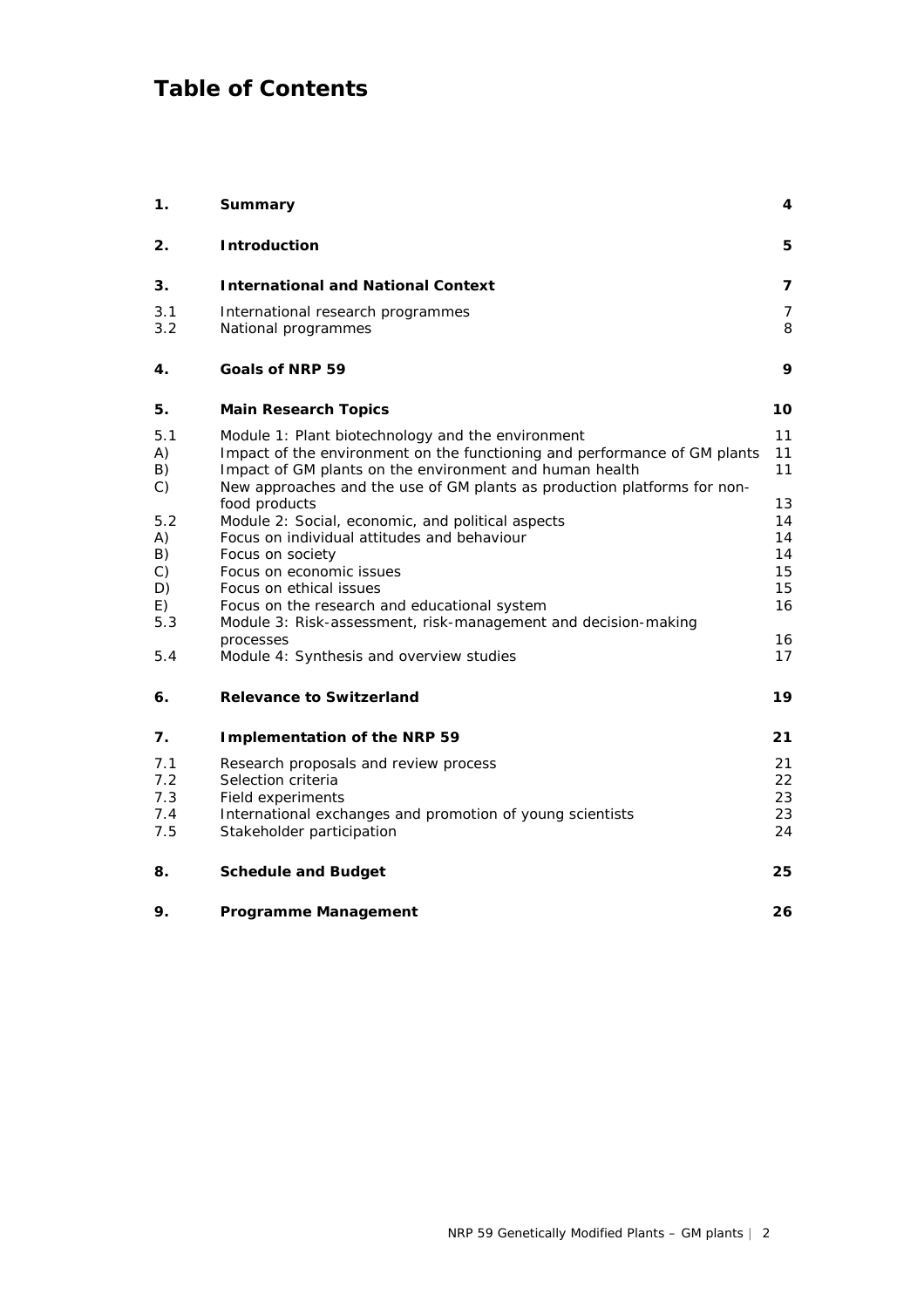# Table of Contents

| | | |
|---|---|---|
| **1.** | **Summary** | **4** |
| **2.** | **Introduction** | **5** |
| **3.** | **International and National Context** | **7** |
| 3.1 | International research programmes | 7 |
| 3.2 | National programmes | 8 |
| **4.** | **Goals of NRP 59** | **9** |
| **5.** | **Main Research Topics** | **10** |
| 5.1 | Module 1: Plant biotechnology and the environment | 11 |
| A) | Impact of the environment on the functioning and performance of GM plants | 11 |
| B) | Impact of GM plants on the environment and human health | 11 |
| C) | New approaches and the use of GM plants as production platforms for non-food products | 13 |
| 5.2 | Module 2: Social, economic, and political aspects | 14 |
| A) | Focus on individual attitudes and behaviour | 14 |
| B) | Focus on society | 14 |
| C) | Focus on economic issues | 15 |
| D) | Focus on ethical issues | 15 |
| E) | Focus on the research and educational system | 16 |
| 5.3 | Module 3: Risk-assessment, risk-management and decision-making processes | 16 |
| 5.4 | Module 4: Synthesis and overview studies | 17 |
| **6.** | **Relevance to Switzerland** | **19** |
| **7.** | **Implementation of the NRP 59** | **21** |
| 7.1 | Research proposals and review process | 21 |
| 7.2 | Selection criteria | 22 |
| 7.3 | Field experiments | 23 |
| 7.4 | International exchanges and promotion of young scientists | 23 |
| 7.5 | Stakeholder participation | 24 |
| **8.** | **Schedule and Budget** | **25** |
| **9.** | **Programme Management** | **26** |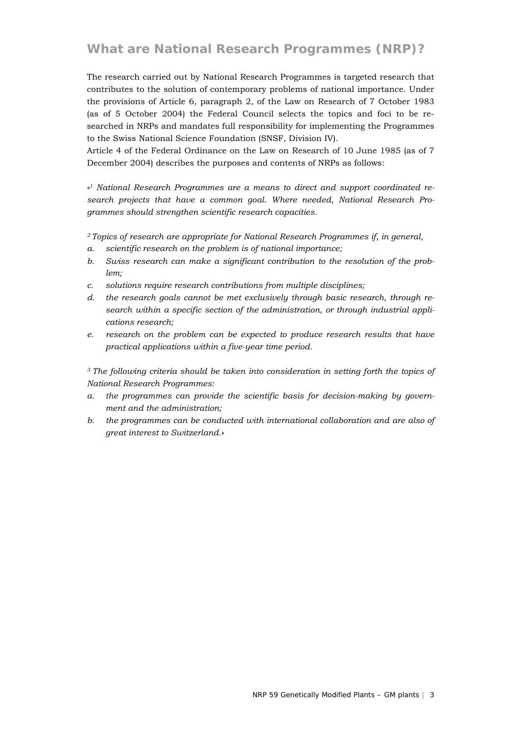# What are National Research Programmes (NRP)?

The research carried out by National Research Programmes is targeted research that contributes to the solution of contemporary problems of national importance. Under the provisions of Article 6, paragraph 2, of the Law on Research of 7 October 1983 (as of 5 October 2004) the Federal Council selects the topics and foci to be researched in NRPs and mandates full responsibility for implementing the Programmes to the Swiss National Science Foundation (SNSF, Division IV).

Article 4 of the Federal Ordinance on the Law on Research of 10 June 1985 (as of 7 December 2004) describes the purposes and contents of NRPs as follows:

*«[1] National Research Programmes are a means to direct and support coordinated research projects that have a common goal. Where needed, National Research Programmes should strengthen scientific research capacities.*

*[2] Topics of research are appropriate for National Research Programmes if, in general,*

*a. scientific research on the problem is of national importance;*
*b. Swiss research can make a significant contribution to the resolution of the problem;*
*c. solutions require research contributions from multiple disciplines;*
*d. the research goals cannot be met exclusively through basic research, through research within a specific section of the administration, or through industrial applications research;*
*e. research on the problem can be expected to produce research results that have practical applications within a five-year time period.*

*[3] The following criteria should be taken into consideration in setting forth the topics of National Research Programmes:*

*a. the programmes can provide the scientific basis for decision-making by government and the administration;*
*b. the programmes can be conducted with international collaboration and are also of great interest to Switzerland.»*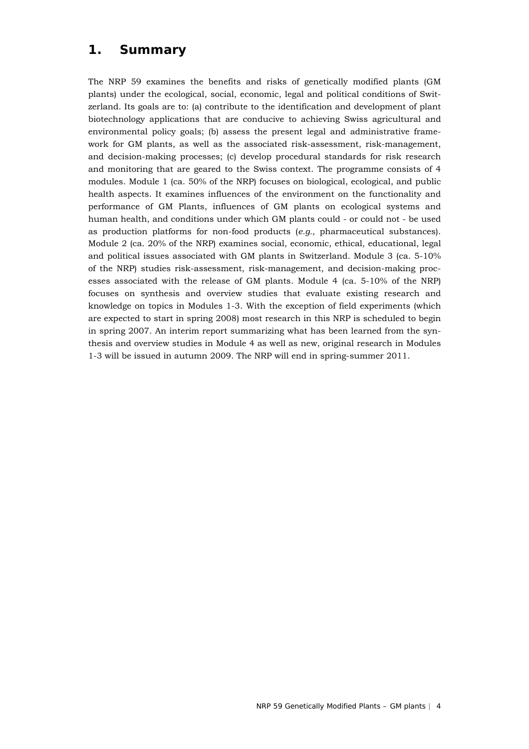# 1. Summary

The NRP 59 examines the benefits and risks of genetically modified plants (GM plants) under the ecological, social, economic, legal and political conditions of Switzerland. Its goals are to: (a) contribute to the identification and development of plant biotechnology applications that are conducive to achieving Swiss agricultural and environmental policy goals; (b) assess the present legal and administrative framework for GM plants, as well as the associated risk-assessment, risk-management, and decision-making processes; (c) develop procedural standards for risk research and monitoring that are geared to the Swiss context. The programme consists of 4 modules. Module 1 (ca. 50% of the NRP) focuses on biological, ecological, and public health aspects. It examines influences of the environment on the functionality and performance of GM Plants, influences of GM plants on ecological systems and human health, and conditions under which GM plants could - or could not - be used as production platforms for non-food products (*e.g.*, pharmaceutical substances). Module 2 (ca. 20% of the NRP) examines social, economic, ethical, educational, legal and political issues associated with GM plants in Switzerland. Module 3 (ca. 5-10% of the NRP) studies risk-assessment, risk-management, and decision-making processes associated with the release of GM plants. Module 4 (ca. 5-10% of the NRP) focuses on synthesis and overview studies that evaluate existing research and knowledge on topics in Modules 1-3. With the exception of field experiments (which are expected to start in spring 2008) most research in this NRP is scheduled to begin in spring 2007. An interim report summarizing what has been learned from the synthesis and overview studies in Module 4 as well as new, original research in Modules 1-3 will be issued in autumn 2009. The NRP will end in spring-summer 2011.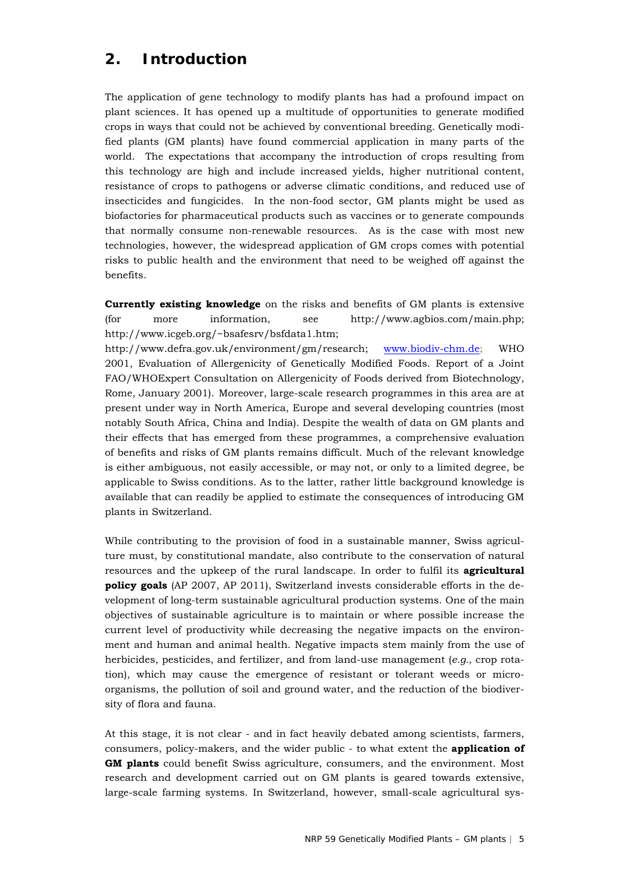## 2. Introduction

The application of gene technology to modify plants has had a profound impact on plant sciences. It has opened up a multitude of opportunities to generate modified crops in ways that could not be achieved by conventional breeding. Genetically modified plants (GM plants) have found commercial application in many parts of the world. The expectations that accompany the introduction of crops resulting from this technology are high and include increased yields, higher nutritional content, resistance of crops to pathogens or adverse climatic conditions, and reduced use of insecticides and fungicides. In the non-food sector, GM plants might be used as biofactories for pharmaceutical products such as vaccines or to generate compounds that normally consume non-renewable resources. As is the case with most new technologies, however, the widespread application of GM crops comes with potential risks to public health and the environment that need to be weighed off against the benefits.

**Currently existing knowledge** on the risks and benefits of GM plants is extensive (for more information, see http://www.agbios.com/main.php; http://www.icgeb.org/~bsafesrv/bsfdata1.htm; http://www.defra.gov.uk/environment/gm/research; www.biodiv-chm.de; WHO 2001, Evaluation of Allergenicity of Genetically Modified Foods. Report of a Joint FAO/WHOExpert Consultation on Allergenicity of Foods derived from Biotechnology, Rome, January 2001). Moreover, large-scale research programmes in this area are at present under way in North America, Europe and several developing countries (most notably South Africa, China and India). Despite the wealth of data on GM plants and their effects that has emerged from these programmes, a comprehensive evaluation of benefits and risks of GM plants remains difficult. Much of the relevant knowledge is either ambiguous, not easily accessible, or may not, or only to a limited degree, be applicable to Swiss conditions. As to the latter, rather little background knowledge is available that can readily be applied to estimate the consequences of introducing GM plants in Switzerland.

While contributing to the provision of food in a sustainable manner, Swiss agriculture must, by constitutional mandate, also contribute to the conservation of natural resources and the upkeep of the rural landscape. In order to fulfil its **agricultural policy goals** (AP 2007, AP 2011), Switzerland invests considerable efforts in the development of long-term sustainable agricultural production systems. One of the main objectives of sustainable agriculture is to maintain or where possible increase the current level of productivity while decreasing the negative impacts on the environment and human and animal health. Negative impacts stem mainly from the use of herbicides, pesticides, and fertilizer, and from land-use management (*e.g.*, crop rotation), which may cause the emergence of resistant or tolerant weeds or microorganisms, the pollution of soil and ground water, and the reduction of the biodiversity of flora and fauna.

At this stage, it is not clear - and in fact heavily debated among scientists, farmers, consumers, policy-makers, and the wider public - to what extent the **application of GM plants** could benefit Swiss agriculture, consumers, and the environment. Most research and development carried out on GM plants is geared towards extensive, large-scale farming systems. In Switzerland, however, small-scale agricultural sys-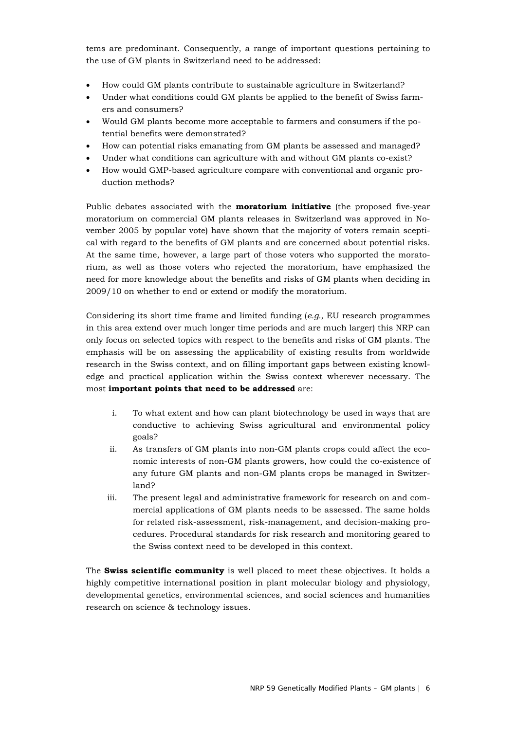tems are predominant. Consequently, a range of important questions pertaining to the use of GM plants in Switzerland need to be addressed:

- How could GM plants contribute to sustainable agriculture in Switzerland?
- Under what conditions could GM plants be applied to the benefit of Swiss farmers and consumers?
- Would GM plants become more acceptable to farmers and consumers if the potential benefits were demonstrated?
- How can potential risks emanating from GM plants be assessed and managed?
- Under what conditions can agriculture with and without GM plants co-exist?
- How would GMP-based agriculture compare with conventional and organic production methods?

Public debates associated with the **moratorium initiative** (the proposed five-year moratorium on commercial GM plants releases in Switzerland was approved in November 2005 by popular vote) have shown that the majority of voters remain sceptical with regard to the benefits of GM plants and are concerned about potential risks. At the same time, however, a large part of those voters who supported the moratorium, as well as those voters who rejected the moratorium, have emphasized the need for more knowledge about the benefits and risks of GM plants when deciding in 2009/10 on whether to end or extend or modify the moratorium.

Considering its short time frame and limited funding (*e.g.*, EU research programmes in this area extend over much longer time periods and are much larger) this NRP can only focus on selected topics with respect to the benefits and risks of GM plants. The emphasis will be on assessing the applicability of existing results from worldwide research in the Swiss context, and on filling important gaps between existing knowledge and practical application within the Swiss context wherever necessary. The most **important points that need to be addressed** are:

i. To what extent and how can plant biotechnology be used in ways that are conductive to achieving Swiss agricultural and environmental policy goals?
ii. As transfers of GM plants into non-GM plants crops could affect the economic interests of non-GM plants growers, how could the co-existence of any future GM plants and non-GM plants crops be managed in Switzerland?
iii. The present legal and administrative framework for research on and commercial applications of GM plants needs to be assessed. The same holds for related risk-assessment, risk-management, and decision-making procedures. Procedural standards for risk research and monitoring geared to the Swiss context need to be developed in this context.

The **Swiss scientific community** is well placed to meet these objectives. It holds a highly competitive international position in plant molecular biology and physiology, developmental genetics, environmental sciences, and social sciences and humanities research on science & technology issues.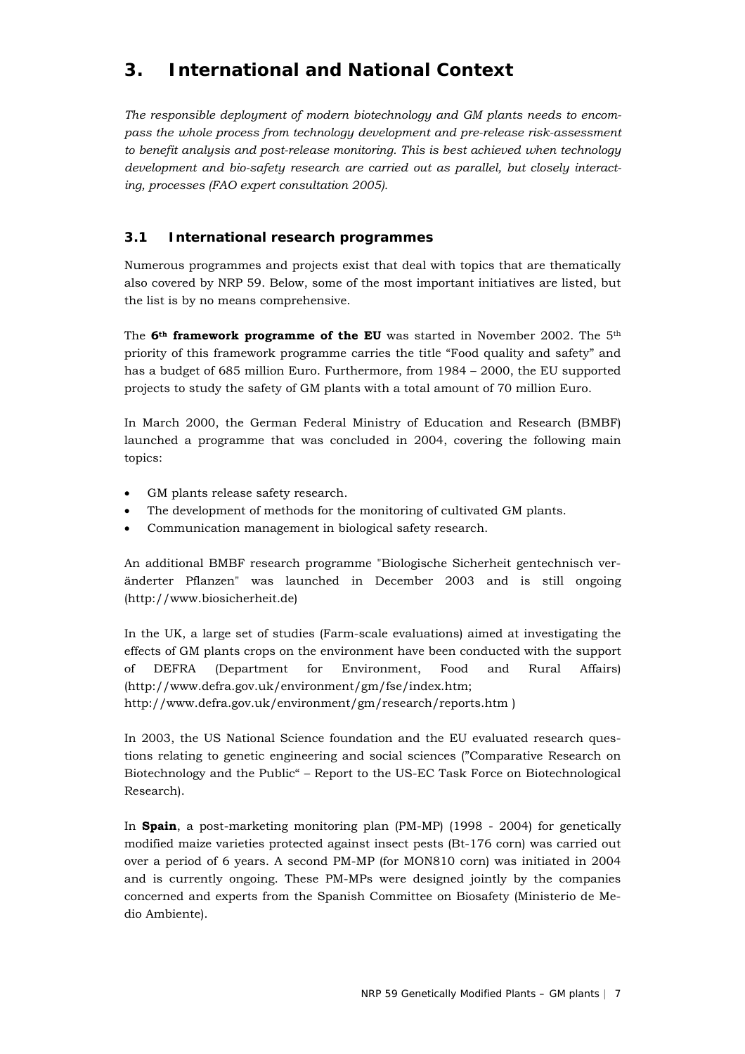# 3. International and National Context

*The responsible deployment of modern biotechnology and GM plants needs to encompass the whole process from technology development and pre-release risk-assessment to benefit analysis and post-release monitoring. This is best achieved when technology development and bio-safety research are carried out as parallel, but closely interacting, processes (FAO expert consultation 2005).*

## 3.1 International research programmes

Numerous programmes and projects exist that deal with topics that are thematically also covered by NRP 59. Below, some of the most important initiatives are listed, but the list is by no means comprehensive.

The **6th framework programme of the EU** was started in November 2002. The 5th priority of this framework programme carries the title "Food quality and safety" and has a budget of 685 million Euro. Furthermore, from 1984 – 2000, the EU supported projects to study the safety of GM plants with a total amount of 70 million Euro.

In March 2000, the German Federal Ministry of Education and Research (BMBF) launched a programme that was concluded in 2004, covering the following main topics:

- GM plants release safety research.
- The development of methods for the monitoring of cultivated GM plants.
- Communication management in biological safety research.

An additional BMBF research programme "Biologische Sicherheit gentechnisch veränderter Pflanzen" was launched in December 2003 and is still ongoing (http://www.biosicherheit.de)

In the UK, a large set of studies (Farm-scale evaluations) aimed at investigating the effects of GM plants crops on the environment have been conducted with the support of DEFRA (Department for Environment, Food and Rural Affairs) (http://www.defra.gov.uk/environment/gm/fse/index.htm; http://www.defra.gov.uk/environment/gm/research/reports.htm )

In 2003, the US National Science foundation and the EU evaluated research questions relating to genetic engineering and social sciences ("Comparative Research on Biotechnology and the Public" – Report to the US-EC Task Force on Biotechnological Research).

In **Spain**, a post-marketing monitoring plan (PM-MP) (1998 - 2004) for genetically modified maize varieties protected against insect pests (Bt-176 corn) was carried out over a period of 6 years. A second PM-MP (for MON810 corn) was initiated in 2004 and is currently ongoing. These PM-MPs were designed jointly by the companies concerned and experts from the Spanish Committee on Biosafety (Ministerio de Medio Ambiente).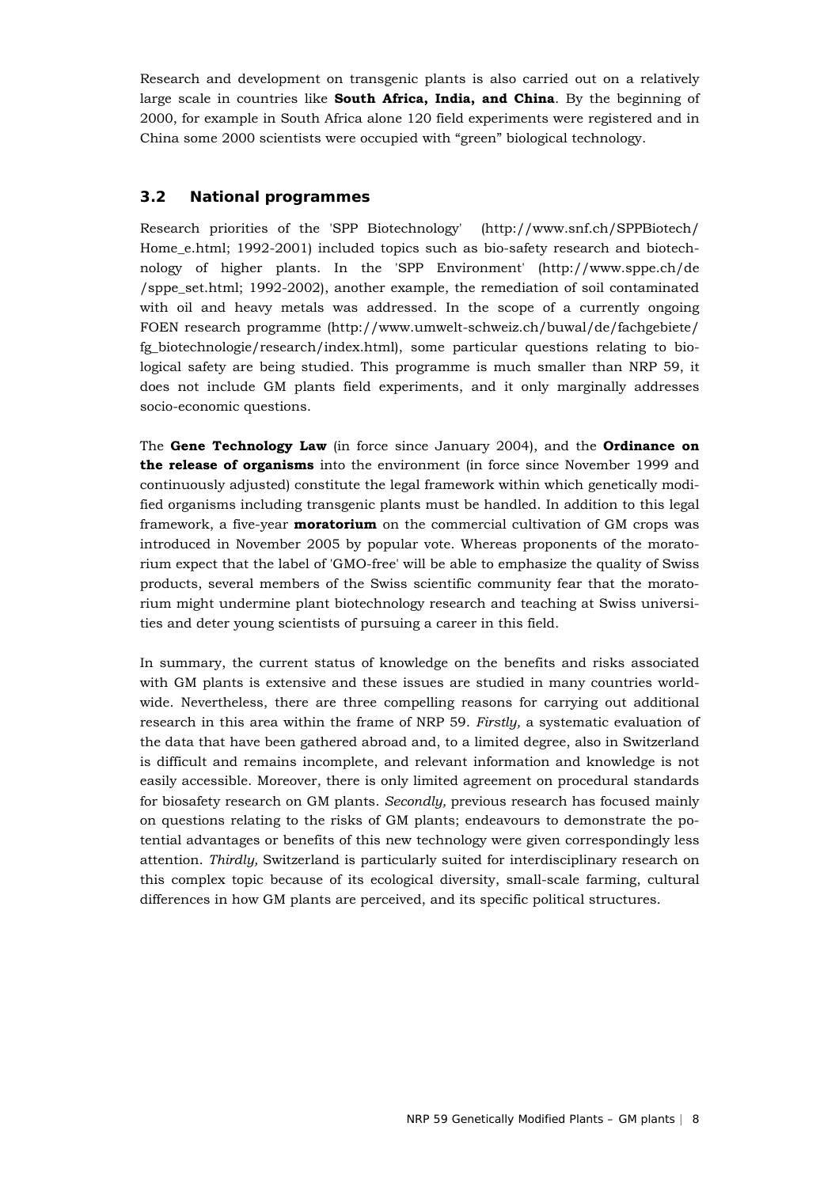Research and development on transgenic plants is also carried out on a relatively large scale in countries like **South Africa, India, and China**. By the beginning of 2000, for example in South Africa alone 120 field experiments were registered and in China some 2000 scientists were occupied with "green" biological technology.

## 3.2 National programmes

Research priorities of the 'SPP Biotechnology' (http://www.snf.ch/SPPBiotech/Home_e.html; 1992-2001) included topics such as bio-safety research and biotechnology of higher plants. In the 'SPP Environment' (http://www.sppe.ch/de/sppe_set.html; 1992-2002), another example, the remediation of soil contaminated with oil and heavy metals was addressed. In the scope of a currently ongoing FOEN research programme (http://www.umwelt-schweiz.ch/buwal/de/fachgebiete/fg_biotechnologie/research/index.html), some particular questions relating to biological safety are being studied. This programme is much smaller than NRP 59, it does not include GM plants field experiments, and it only marginally addresses socio-economic questions.

The **Gene Technology Law** (in force since January 2004), and the **Ordinance on the release of organisms** into the environment (in force since November 1999 and continuously adjusted) constitute the legal framework within which genetically modified organisms including transgenic plants must be handled. In addition to this legal framework, a five-year **moratorium** on the commercial cultivation of GM crops was introduced in November 2005 by popular vote. Whereas proponents of the moratorium expect that the label of 'GMO-free' will be able to emphasize the quality of Swiss products, several members of the Swiss scientific community fear that the moratorium might undermine plant biotechnology research and teaching at Swiss universities and deter young scientists of pursuing a career in this field.

In summary, the current status of knowledge on the benefits and risks associated with GM plants is extensive and these issues are studied in many countries worldwide. Nevertheless, there are three compelling reasons for carrying out additional research in this area within the frame of NRP 59. *Firstly,* a systematic evaluation of the data that have been gathered abroad and, to a limited degree, also in Switzerland is difficult and remains incomplete, and relevant information and knowledge is not easily accessible. Moreover, there is only limited agreement on procedural standards for biosafety research on GM plants. *Secondly,* previous research has focused mainly on questions relating to the risks of GM plants; endeavours to demonstrate the potential advantages or benefits of this new technology were given correspondingly less attention. *Thirdly,* Switzerland is particularly suited for interdisciplinary research on this complex topic because of its ecological diversity, small-scale farming, cultural differences in how GM plants are perceived, and its specific political structures.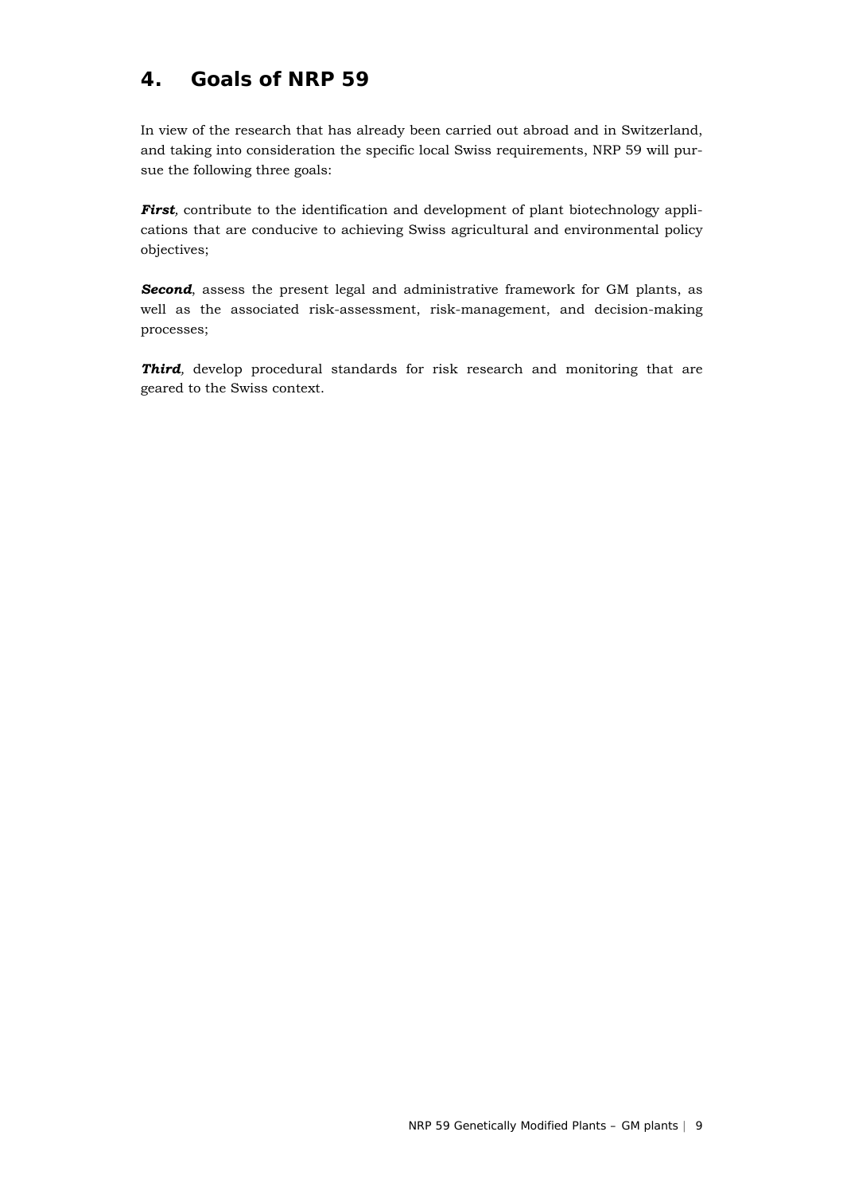## 4. Goals of NRP 59

In view of the research that has already been carried out abroad and in Switzerland, and taking into consideration the specific local Swiss requirements, NRP 59 will pursue the following three goals:

***First***, contribute to the identification and development of plant biotechnology applications that are conducive to achieving Swiss agricultural and environmental policy objectives;

***Second***, assess the present legal and administrative framework for GM plants, as well as the associated risk-assessment, risk-management, and decision-making processes;

***Third***, develop procedural standards for risk research and monitoring that are geared to the Swiss context.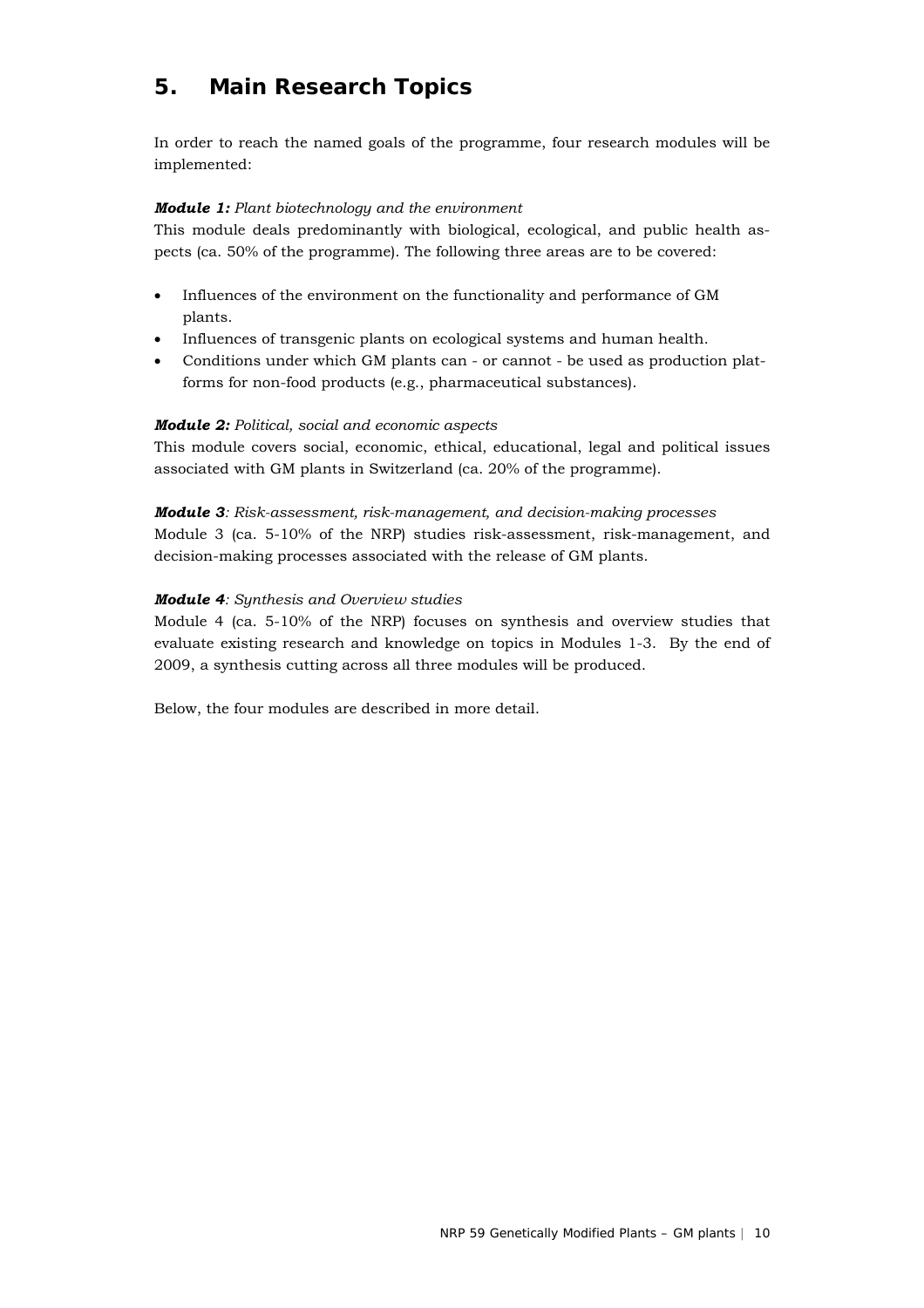# 5. Main Research Topics

In order to reach the named goals of the programme, four research modules will be implemented:

***Module 1:*** *Plant biotechnology and the environment*

This module deals predominantly with biological, ecological, and public health aspects (ca. 50% of the programme). The following three areas are to be covered:

- Influences of the environment on the functionality and performance of GM plants.
- Influences of transgenic plants on ecological systems and human health.
- Conditions under which GM plants can - or cannot - be used as production platforms for non-food products (e.g., pharmaceutical substances).

***Module 2:*** *Political, social and economic aspects*

This module covers social, economic, ethical, educational, legal and political issues associated with GM plants in Switzerland (ca. 20% of the programme).

***Module 3****: Risk-assessment, risk-management, and decision-making processes*

Module 3 (ca. 5-10% of the NRP) studies risk-assessment, risk-management, and decision-making processes associated with the release of GM plants.

***Module 4****: Synthesis and Overview studies*

Module 4 (ca. 5-10% of the NRP) focuses on synthesis and overview studies that evaluate existing research and knowledge on topics in Modules 1-3. By the end of 2009, a synthesis cutting across all three modules will be produced.

Below, the four modules are described in more detail.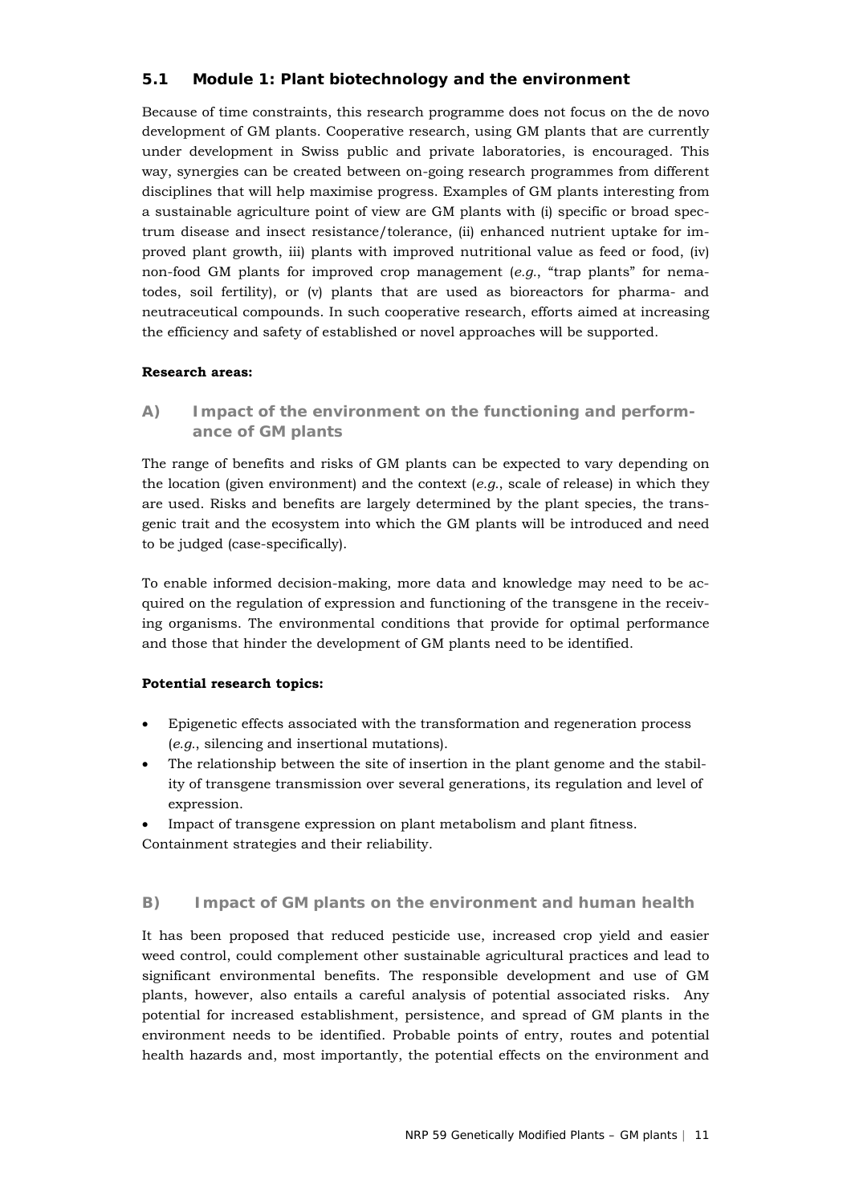## 5.1 Module 1: Plant biotechnology and the environment

Because of time constraints, this research programme does not focus on the de novo development of GM plants. Cooperative research, using GM plants that are currently under development in Swiss public and private laboratories, is encouraged. This way, synergies can be created between on-going research programmes from different disciplines that will help maximise progress. Examples of GM plants interesting from a sustainable agriculture point of view are GM plants with (i) specific or broad spectrum disease and insect resistance/tolerance, (ii) enhanced nutrient uptake for improved plant growth, iii) plants with improved nutritional value as feed or food, (iv) non-food GM plants for improved crop management (*e.g.*, "trap plants" for nematodes, soil fertility), or (v) plants that are used as bioreactors for pharma- and neutraceutical compounds. In such cooperative research, efforts aimed at increasing the efficiency and safety of established or novel approaches will be supported.

**Research areas:**

### A) Impact of the environment on the functioning and performance of GM plants

The range of benefits and risks of GM plants can be expected to vary depending on the location (given environment) and the context (*e.g.*, scale of release) in which they are used. Risks and benefits are largely determined by the plant species, the transgenic trait and the ecosystem into which the GM plants will be introduced and need to be judged (case-specifically).

To enable informed decision-making, more data and knowledge may need to be acquired on the regulation of expression and functioning of the transgene in the receiving organisms. The environmental conditions that provide for optimal performance and those that hinder the development of GM plants need to be identified.

**Potential research topics:**

- Epigenetic effects associated with the transformation and regeneration process (*e.g.*, silencing and insertional mutations).
- The relationship between the site of insertion in the plant genome and the stability of transgene transmission over several generations, its regulation and level of expression.
- Impact of transgene expression on plant metabolism and plant fitness.

Containment strategies and their reliability.

### B) Impact of GM plants on the environment and human health

It has been proposed that reduced pesticide use, increased crop yield and easier weed control, could complement other sustainable agricultural practices and lead to significant environmental benefits. The responsible development and use of GM plants, however, also entails a careful analysis of potential associated risks. Any potential for increased establishment, persistence, and spread of GM plants in the environment needs to be identified. Probable points of entry, routes and potential health hazards and, most importantly, the potential effects on the environment and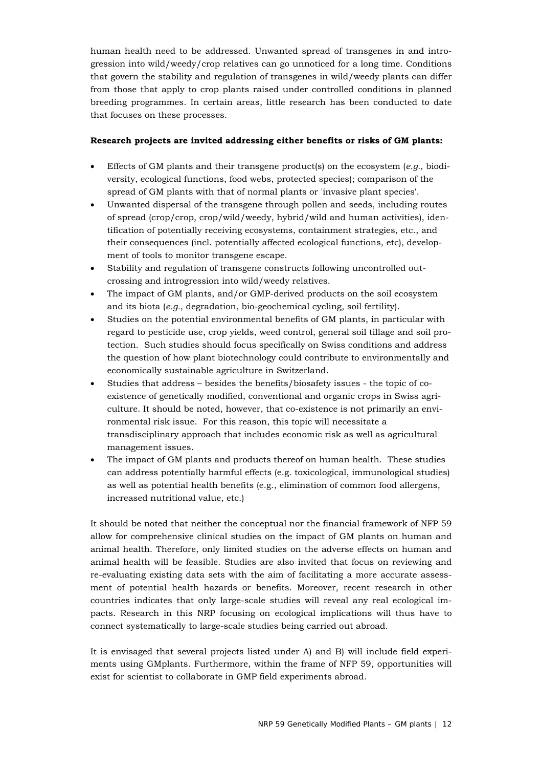human health need to be addressed. Unwanted spread of transgenes in and introgression into wild/weedy/crop relatives can go unnoticed for a long time. Conditions that govern the stability and regulation of transgenes in wild/weedy plants can differ from those that apply to crop plants raised under controlled conditions in planned breeding programmes. In certain areas, little research has been conducted to date that focuses on these processes.

**Research projects are invited addressing either benefits or risks of GM plants:**

- Effects of GM plants and their transgene product(s) on the ecosystem (*e.g.*, biodiversity, ecological functions, food webs, protected species); comparison of the spread of GM plants with that of normal plants or 'invasive plant species'.
- Unwanted dispersal of the transgene through pollen and seeds, including routes of spread (crop/crop, crop/wild/weedy, hybrid/wild and human activities), identification of potentially receiving ecosystems, containment strategies, etc., and their consequences (incl. potentially affected ecological functions, etc), development of tools to monitor transgene escape.
- Stability and regulation of transgene constructs following uncontrolled outcrossing and introgression into wild/weedy relatives.
- The impact of GM plants, and/or GMP-derived products on the soil ecosystem and its biota (*e.g.*, degradation, bio-geochemical cycling, soil fertility).
- Studies on the potential environmental benefits of GM plants, in particular with regard to pesticide use, crop yields, weed control, general soil tillage and soil protection. Such studies should focus specifically on Swiss conditions and address the question of how plant biotechnology could contribute to environmentally and economically sustainable agriculture in Switzerland.
- Studies that address – besides the benefits/biosafety issues - the topic of co-existence of genetically modified, conventional and organic crops in Swiss agriculture. It should be noted, however, that co-existence is not primarily an environmental risk issue. For this reason, this topic will necessitate a transdisciplinary approach that includes economic risk as well as agricultural management issues.
- The impact of GM plants and products thereof on human health. These studies can address potentially harmful effects (e.g. toxicological, immunological studies) as well as potential health benefits (e.g., elimination of common food allergens, increased nutritional value, etc.)

It should be noted that neither the conceptual nor the financial framework of NFP 59 allow for comprehensive clinical studies on the impact of GM plants on human and animal health. Therefore, only limited studies on the adverse effects on human and animal health will be feasible. Studies are also invited that focus on reviewing and re-evaluating existing data sets with the aim of facilitating a more accurate assessment of potential health hazards or benefits. Moreover, recent research in other countries indicates that only large-scale studies will reveal any real ecological impacts. Research in this NRP focusing on ecological implications will thus have to connect systematically to large-scale studies being carried out abroad.

It is envisaged that several projects listed under A) and B) will include field experiments using GMplants. Furthermore, within the frame of NFP 59, opportunities will exist for scientist to collaborate in GMP field experiments abroad.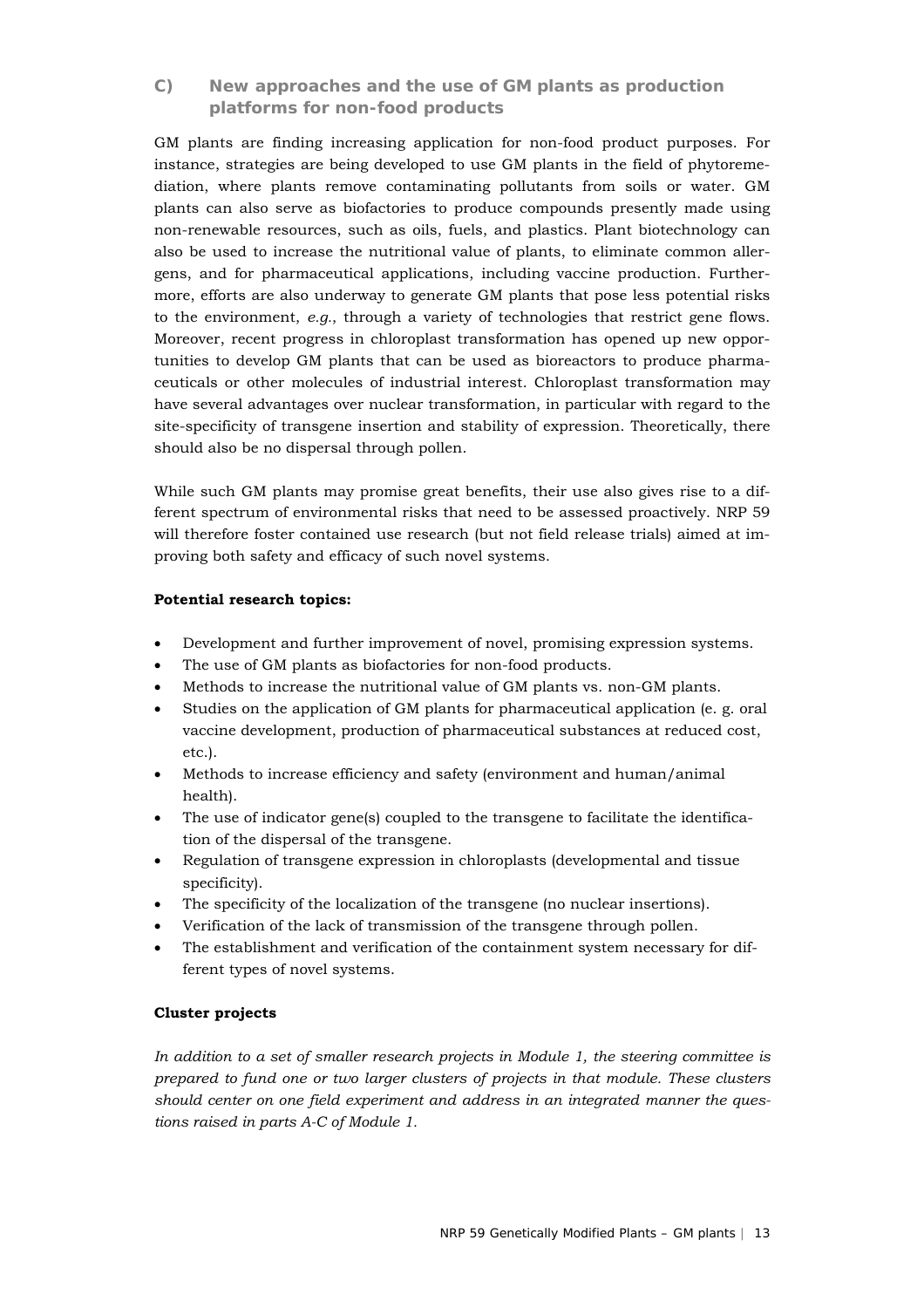## C) New approaches and the use of GM plants as production platforms for non-food products

GM plants are finding increasing application for non-food product purposes. For instance, strategies are being developed to use GM plants in the field of phytoremediation, where plants remove contaminating pollutants from soils or water. GM plants can also serve as biofactories to produce compounds presently made using non-renewable resources, such as oils, fuels, and plastics. Plant biotechnology can also be used to increase the nutritional value of plants, to eliminate common allergens, and for pharmaceutical applications, including vaccine production. Furthermore, efforts are also underway to generate GM plants that pose less potential risks to the environment, *e.g.*, through a variety of technologies that restrict gene flows. Moreover, recent progress in chloroplast transformation has opened up new opportunities to develop GM plants that can be used as bioreactors to produce pharmaceuticals or other molecules of industrial interest. Chloroplast transformation may have several advantages over nuclear transformation, in particular with regard to the site-specificity of transgene insertion and stability of expression. Theoretically, there should also be no dispersal through pollen.

While such GM plants may promise great benefits, their use also gives rise to a different spectrum of environmental risks that need to be assessed proactively. NRP 59 will therefore foster contained use research (but not field release trials) aimed at improving both safety and efficacy of such novel systems.

**Potential research topics:**

- Development and further improvement of novel, promising expression systems.
- The use of GM plants as biofactories for non-food products.
- Methods to increase the nutritional value of GM plants vs. non-GM plants.
- Studies on the application of GM plants for pharmaceutical application (e. g. oral vaccine development, production of pharmaceutical substances at reduced cost, etc.).
- Methods to increase efficiency and safety (environment and human/animal health).
- The use of indicator gene(s) coupled to the transgene to facilitate the identification of the dispersal of the transgene.
- Regulation of transgene expression in chloroplasts (developmental and tissue specificity).
- The specificity of the localization of the transgene (no nuclear insertions).
- Verification of the lack of transmission of the transgene through pollen.
- The establishment and verification of the containment system necessary for different types of novel systems.

**Cluster projects**

*In addition to a set of smaller research projects in Module 1, the steering committee is prepared to fund one or two larger clusters of projects in that module. These clusters should center on one field experiment and address in an integrated manner the questions raised in parts A-C of Module 1.*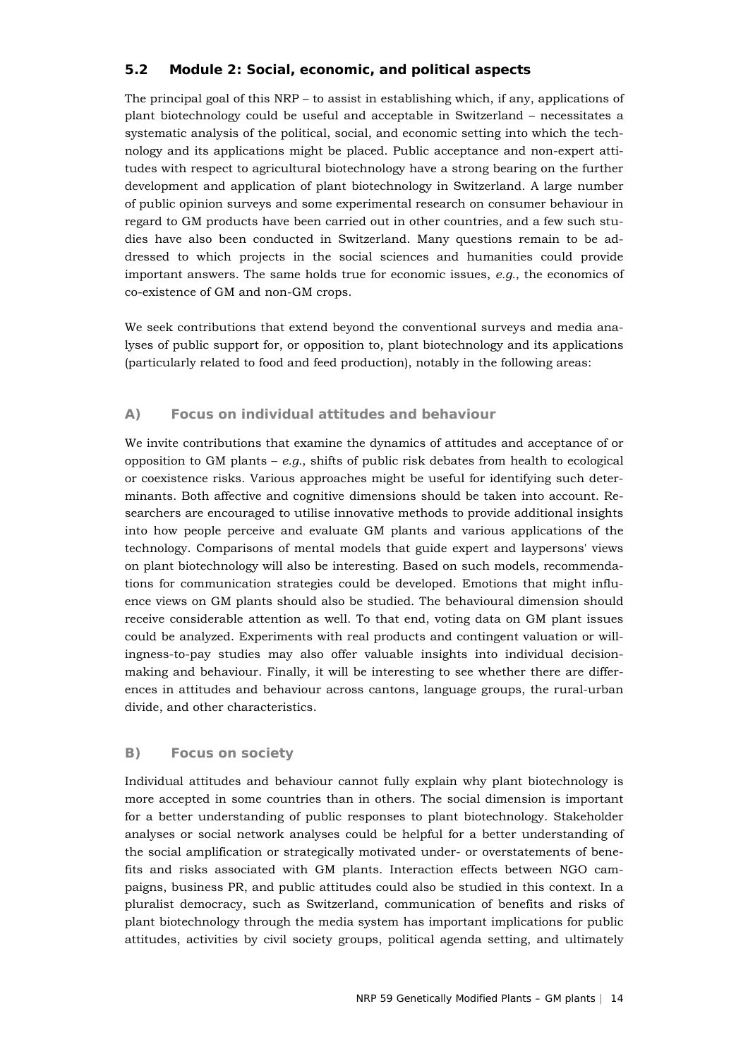## 5.2 Module 2: Social, economic, and political aspects

The principal goal of this NRP – to assist in establishing which, if any, applications of plant biotechnology could be useful and acceptable in Switzerland – necessitates a systematic analysis of the political, social, and economic setting into which the technology and its applications might be placed. Public acceptance and non-expert attitudes with respect to agricultural biotechnology have a strong bearing on the further development and application of plant biotechnology in Switzerland. A large number of public opinion surveys and some experimental research on consumer behaviour in regard to GM products have been carried out in other countries, and a few such studies have also been conducted in Switzerland. Many questions remain to be addressed to which projects in the social sciences and humanities could provide important answers. The same holds true for economic issues, *e.g.*, the economics of co-existence of GM and non-GM crops.

We seek contributions that extend beyond the conventional surveys and media analyses of public support for, or opposition to, plant biotechnology and its applications (particularly related to food and feed production), notably in the following areas:

### A) Focus on individual attitudes and behaviour

We invite contributions that examine the dynamics of attitudes and acceptance of or opposition to GM plants – *e.g.*, shifts of public risk debates from health to ecological or coexistence risks. Various approaches might be useful for identifying such determinants. Both affective and cognitive dimensions should be taken into account. Researchers are encouraged to utilise innovative methods to provide additional insights into how people perceive and evaluate GM plants and various applications of the technology. Comparisons of mental models that guide expert and laypersons' views on plant biotechnology will also be interesting. Based on such models, recommendations for communication strategies could be developed. Emotions that might influence views on GM plants should also be studied. The behavioural dimension should receive considerable attention as well. To that end, voting data on GM plant issues could be analyzed. Experiments with real products and contingent valuation or willingness-to-pay studies may also offer valuable insights into individual decision-making and behaviour. Finally, it will be interesting to see whether there are differences in attitudes and behaviour across cantons, language groups, the rural-urban divide, and other characteristics.

### B) Focus on society

Individual attitudes and behaviour cannot fully explain why plant biotechnology is more accepted in some countries than in others. The social dimension is important for a better understanding of public responses to plant biotechnology. Stakeholder analyses or social network analyses could be helpful for a better understanding of the social amplification or strategically motivated under- or overstatements of benefits and risks associated with GM plants. Interaction effects between NGO campaigns, business PR, and public attitudes could also be studied in this context. In a pluralist democracy, such as Switzerland, communication of benefits and risks of plant biotechnology through the media system has important implications for public attitudes, activities by civil society groups, political agenda setting, and ultimately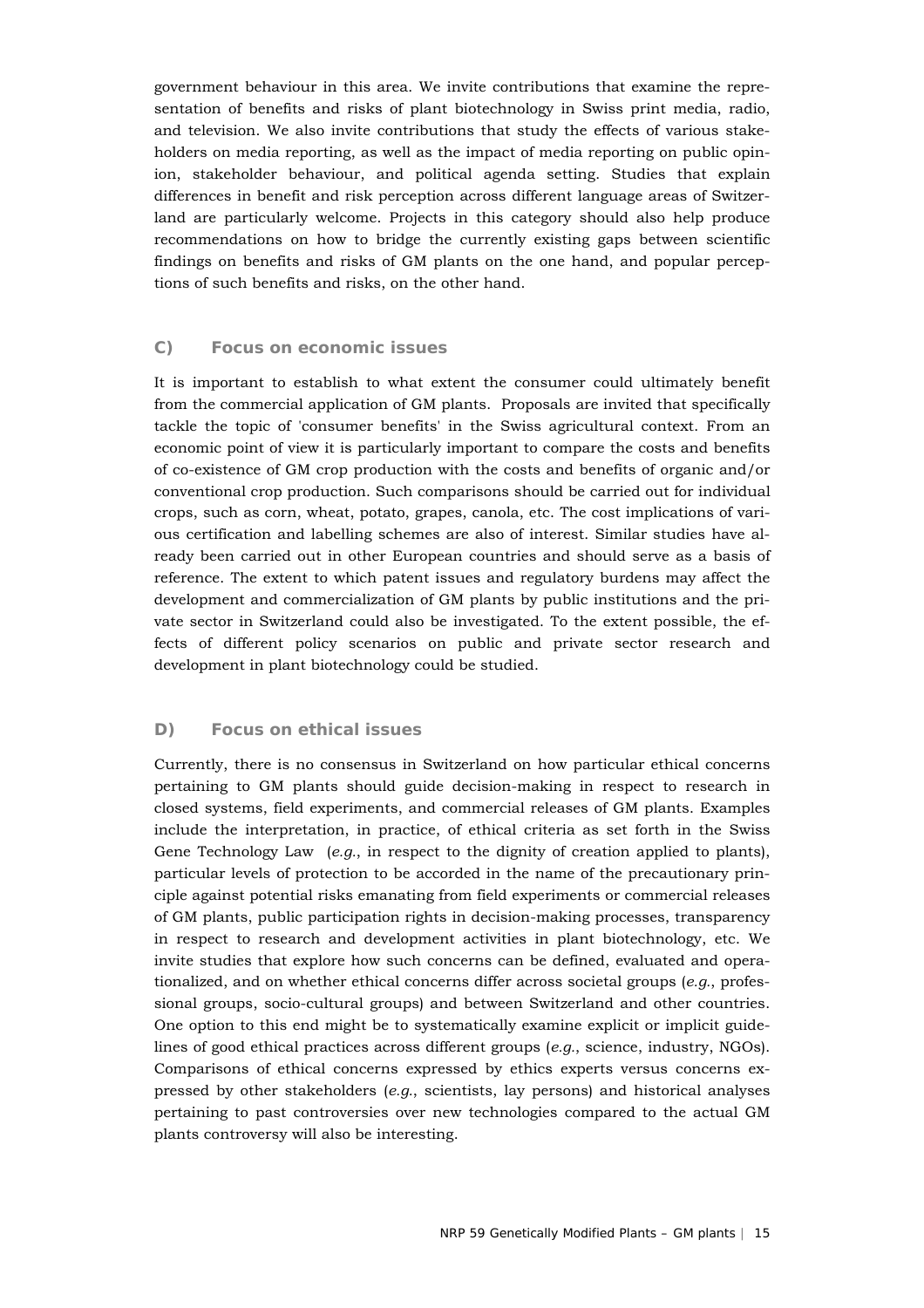government behaviour in this area. We invite contributions that examine the representation of benefits and risks of plant biotechnology in Swiss print media, radio, and television. We also invite contributions that study the effects of various stakeholders on media reporting, as well as the impact of media reporting on public opinion, stakeholder behaviour, and political agenda setting. Studies that explain differences in benefit and risk perception across different language areas of Switzerland are particularly welcome. Projects in this category should also help produce recommendations on how to bridge the currently existing gaps between scientific findings on benefits and risks of GM plants on the one hand, and popular perceptions of such benefits and risks, on the other hand.

### C) Focus on economic issues

It is important to establish to what extent the consumer could ultimately benefit from the commercial application of GM plants. Proposals are invited that specifically tackle the topic of 'consumer benefits' in the Swiss agricultural context. From an economic point of view it is particularly important to compare the costs and benefits of co-existence of GM crop production with the costs and benefits of organic and/or conventional crop production. Such comparisons should be carried out for individual crops, such as corn, wheat, potato, grapes, canola, etc. The cost implications of various certification and labelling schemes are also of interest. Similar studies have already been carried out in other European countries and should serve as a basis of reference. The extent to which patent issues and regulatory burdens may affect the development and commercialization of GM plants by public institutions and the private sector in Switzerland could also be investigated. To the extent possible, the effects of different policy scenarios on public and private sector research and development in plant biotechnology could be studied.

### D) Focus on ethical issues

Currently, there is no consensus in Switzerland on how particular ethical concerns pertaining to GM plants should guide decision-making in respect to research in closed systems, field experiments, and commercial releases of GM plants. Examples include the interpretation, in practice, of ethical criteria as set forth in the Swiss Gene Technology Law (*e.g.*, in respect to the dignity of creation applied to plants), particular levels of protection to be accorded in the name of the precautionary principle against potential risks emanating from field experiments or commercial releases of GM plants, public participation rights in decision-making processes, transparency in respect to research and development activities in plant biotechnology, etc. We invite studies that explore how such concerns can be defined, evaluated and operationalized, and on whether ethical concerns differ across societal groups (*e.g.*, professional groups, socio-cultural groups) and between Switzerland and other countries. One option to this end might be to systematically examine explicit or implicit guidelines of good ethical practices across different groups (*e.g.*, science, industry, NGOs). Comparisons of ethical concerns expressed by ethics experts versus concerns expressed by other stakeholders (*e.g.*, scientists, lay persons) and historical analyses pertaining to past controversies over new technologies compared to the actual GM plants controversy will also be interesting.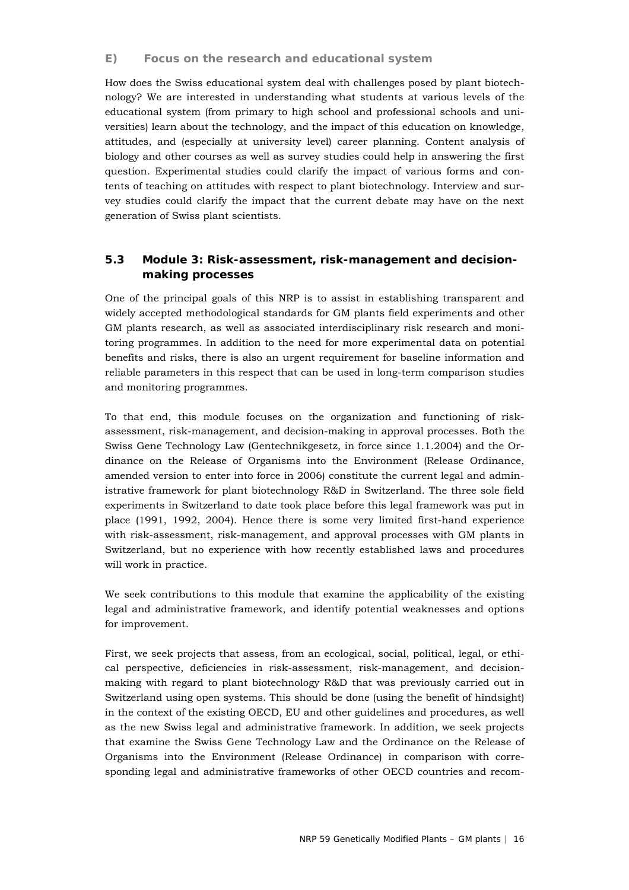### E) Focus on the research and educational system

How does the Swiss educational system deal with challenges posed by plant biotechnology? We are interested in understanding what students at various levels of the educational system (from primary to high school and professional schools and universities) learn about the technology, and the impact of this education on knowledge, attitudes, and (especially at university level) career planning. Content analysis of biology and other courses as well as survey studies could help in answering the first question. Experimental studies could clarify the impact of various forms and contents of teaching on attitudes with respect to plant biotechnology. Interview and survey studies could clarify the impact that the current debate may have on the next generation of Swiss plant scientists.

## 5.3 Module 3: Risk-assessment, risk-management and decision-making processes

One of the principal goals of this NRP is to assist in establishing transparent and widely accepted methodological standards for GM plants field experiments and other GM plants research, as well as associated interdisciplinary risk research and monitoring programmes. In addition to the need for more experimental data on potential benefits and risks, there is also an urgent requirement for baseline information and reliable parameters in this respect that can be used in long-term comparison studies and monitoring programmes.

To that end, this module focuses on the organization and functioning of risk-assessment, risk-management, and decision-making in approval processes. Both the Swiss Gene Technology Law (Gentechnikgesetz, in force since 1.1.2004) and the Ordinance on the Release of Organisms into the Environment (Release Ordinance, amended version to enter into force in 2006) constitute the current legal and administrative framework for plant biotechnology R&D in Switzerland. The three sole field experiments in Switzerland to date took place before this legal framework was put in place (1991, 1992, 2004). Hence there is some very limited first-hand experience with risk-assessment, risk-management, and approval processes with GM plants in Switzerland, but no experience with how recently established laws and procedures will work in practice.

We seek contributions to this module that examine the applicability of the existing legal and administrative framework, and identify potential weaknesses and options for improvement.

First, we seek projects that assess, from an ecological, social, political, legal, or ethical perspective, deficiencies in risk-assessment, risk-management, and decision-making with regard to plant biotechnology R&D that was previously carried out in Switzerland using open systems. This should be done (using the benefit of hindsight) in the context of the existing OECD, EU and other guidelines and procedures, as well as the new Swiss legal and administrative framework. In addition, we seek projects that examine the Swiss Gene Technology Law and the Ordinance on the Release of Organisms into the Environment (Release Ordinance) in comparison with corresponding legal and administrative frameworks of other OECD countries and recom-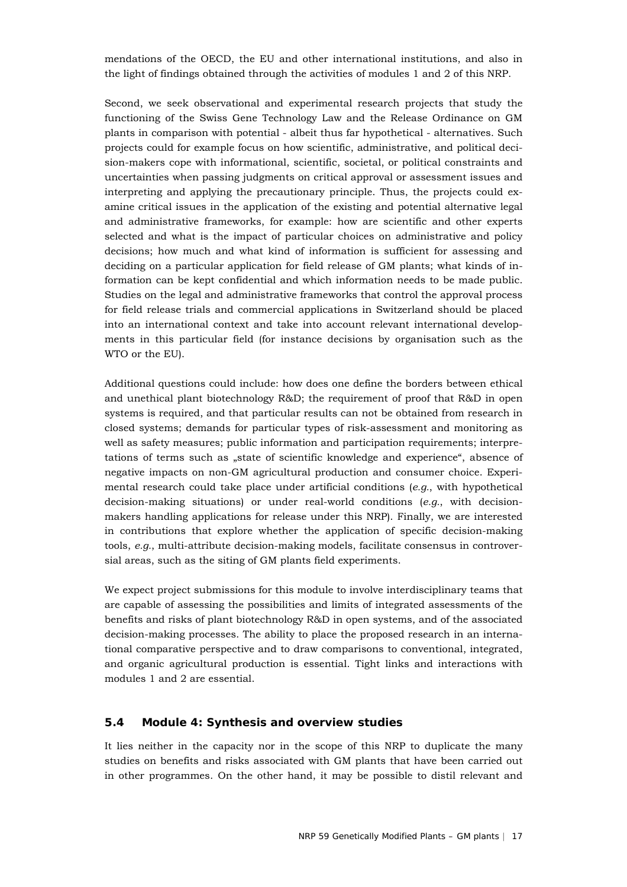mendations of the OECD, the EU and other international institutions, and also in the light of findings obtained through the activities of modules 1 and 2 of this NRP.

Second, we seek observational and experimental research projects that study the functioning of the Swiss Gene Technology Law and the Release Ordinance on GM plants in comparison with potential - albeit thus far hypothetical - alternatives. Such projects could for example focus on how scientific, administrative, and political decision-makers cope with informational, scientific, societal, or political constraints and uncertainties when passing judgments on critical approval or assessment issues and interpreting and applying the precautionary principle. Thus, the projects could examine critical issues in the application of the existing and potential alternative legal and administrative frameworks, for example: how are scientific and other experts selected and what is the impact of particular choices on administrative and policy decisions; how much and what kind of information is sufficient for assessing and deciding on a particular application for field release of GM plants; what kinds of information can be kept confidential and which information needs to be made public. Studies on the legal and administrative frameworks that control the approval process for field release trials and commercial applications in Switzerland should be placed into an international context and take into account relevant international developments in this particular field (for instance decisions by organisation such as the WTO or the EU).

Additional questions could include: how does one define the borders between ethical and unethical plant biotechnology R&D; the requirement of proof that R&D in open systems is required, and that particular results can not be obtained from research in closed systems; demands for particular types of risk-assessment and monitoring as well as safety measures; public information and participation requirements; interpretations of terms such as „state of scientific knowledge and experience", absence of negative impacts on non-GM agricultural production and consumer choice. Experimental research could take place under artificial conditions (*e.g.*, with hypothetical decision-making situations) or under real-world conditions (*e.g.*, with decision-makers handling applications for release under this NRP). Finally, we are interested in contributions that explore whether the application of specific decision-making tools, *e.g.*, multi-attribute decision-making models, facilitate consensus in controversial areas, such as the siting of GM plants field experiments.

We expect project submissions for this module to involve interdisciplinary teams that are capable of assessing the possibilities and limits of integrated assessments of the benefits and risks of plant biotechnology R&D in open systems, and of the associated decision-making processes. The ability to place the proposed research in an international comparative perspective and to draw comparisons to conventional, integrated, and organic agricultural production is essential. Tight links and interactions with modules 1 and 2 are essential.

### 5.4 Module 4: Synthesis and overview studies

It lies neither in the capacity nor in the scope of this NRP to duplicate the many studies on benefits and risks associated with GM plants that have been carried out in other programmes. On the other hand, it may be possible to distil relevant and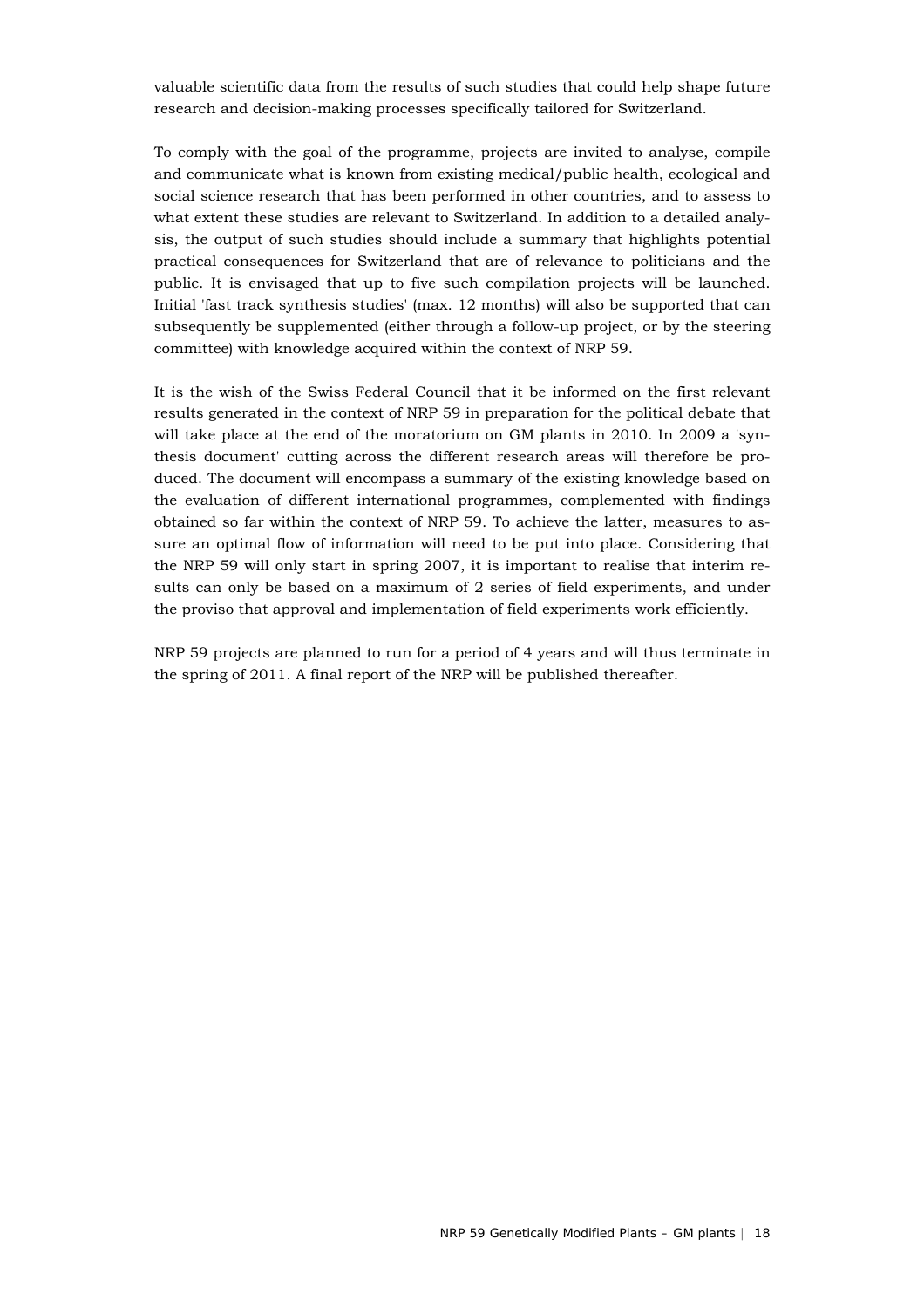valuable scientific data from the results of such studies that could help shape future research and decision-making processes specifically tailored for Switzerland.

To comply with the goal of the programme, projects are invited to analyse, compile and communicate what is known from existing medical/public health, ecological and social science research that has been performed in other countries, and to assess to what extent these studies are relevant to Switzerland. In addition to a detailed analysis, the output of such studies should include a summary that highlights potential practical consequences for Switzerland that are of relevance to politicians and the public. It is envisaged that up to five such compilation projects will be launched. Initial 'fast track synthesis studies' (max. 12 months) will also be supported that can subsequently be supplemented (either through a follow-up project, or by the steering committee) with knowledge acquired within the context of NRP 59.

It is the wish of the Swiss Federal Council that it be informed on the first relevant results generated in the context of NRP 59 in preparation for the political debate that will take place at the end of the moratorium on GM plants in 2010. In 2009 a 'synthesis document' cutting across the different research areas will therefore be produced. The document will encompass a summary of the existing knowledge based on the evaluation of different international programmes, complemented with findings obtained so far within the context of NRP 59. To achieve the latter, measures to assure an optimal flow of information will need to be put into place. Considering that the NRP 59 will only start in spring 2007, it is important to realise that interim results can only be based on a maximum of 2 series of field experiments, and under the proviso that approval and implementation of field experiments work efficiently.

NRP 59 projects are planned to run for a period of 4 years and will thus terminate in the spring of 2011. A final report of the NRP will be published thereafter.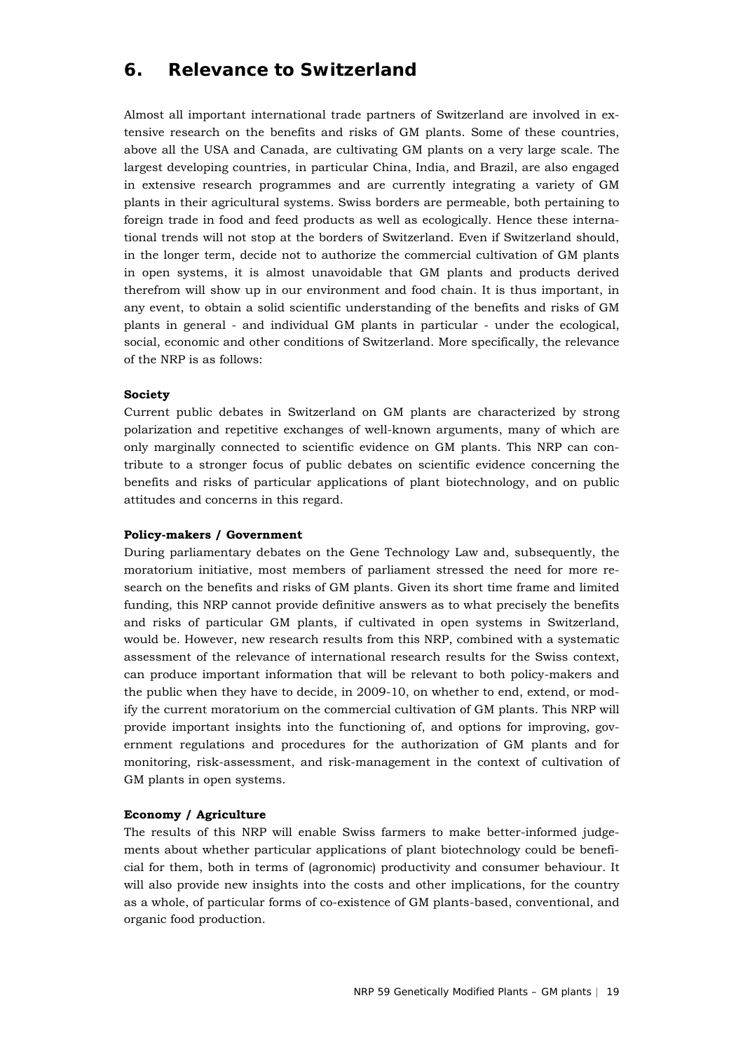# 6. Relevance to Switzerland

Almost all important international trade partners of Switzerland are involved in extensive research on the benefits and risks of GM plants. Some of these countries, above all the USA and Canada, are cultivating GM plants on a very large scale. The largest developing countries, in particular China, India, and Brazil, are also engaged in extensive research programmes and are currently integrating a variety of GM plants in their agricultural systems. Swiss borders are permeable, both pertaining to foreign trade in food and feed products as well as ecologically. Hence these international trends will not stop at the borders of Switzerland. Even if Switzerland should, in the longer term, decide not to authorize the commercial cultivation of GM plants in open systems, it is almost unavoidable that GM plants and products derived therefrom will show up in our environment and food chain. It is thus important, in any event, to obtain a solid scientific understanding of the benefits and risks of GM plants in general - and individual GM plants in particular - under the ecological, social, economic and other conditions of Switzerland. More specifically, the relevance of the NRP is as follows:

**Society**

Current public debates in Switzerland on GM plants are characterized by strong polarization and repetitive exchanges of well-known arguments, many of which are only marginally connected to scientific evidence on GM plants. This NRP can contribute to a stronger focus of public debates on scientific evidence concerning the benefits and risks of particular applications of plant biotechnology, and on public attitudes and concerns in this regard.

**Policy-makers / Government**

During parliamentary debates on the Gene Technology Law and, subsequently, the moratorium initiative, most members of parliament stressed the need for more research on the benefits and risks of GM plants. Given its short time frame and limited funding, this NRP cannot provide definitive answers as to what precisely the benefits and risks of particular GM plants, if cultivated in open systems in Switzerland, would be. However, new research results from this NRP, combined with a systematic assessment of the relevance of international research results for the Swiss context, can produce important information that will be relevant to both policy-makers and the public when they have to decide, in 2009-10, on whether to end, extend, or modify the current moratorium on the commercial cultivation of GM plants. This NRP will provide important insights into the functioning of, and options for improving, government regulations and procedures for the authorization of GM plants and for monitoring, risk-assessment, and risk-management in the context of cultivation of GM plants in open systems.

**Economy / Agriculture**

The results of this NRP will enable Swiss farmers to make better-informed judgements about whether particular applications of plant biotechnology could be beneficial for them, both in terms of (agronomic) productivity and consumer behaviour. It will also provide new insights into the costs and other implications, for the country as a whole, of particular forms of co-existence of GM plants-based, conventional, and organic food production.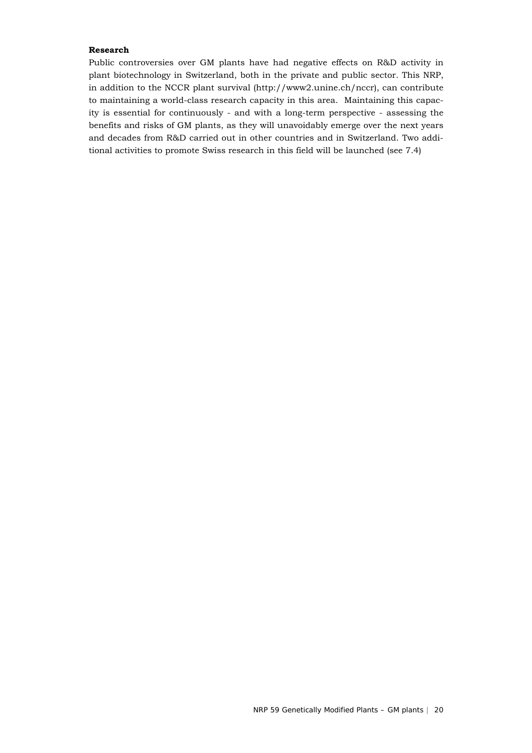**Research**

Public controversies over GM plants have had negative effects on R&D activity in plant biotechnology in Switzerland, both in the private and public sector. This NRP, in addition to the NCCR plant survival (http://www2.unine.ch/nccr), can contribute to maintaining a world-class research capacity in this area. Maintaining this capacity is essential for continuously - and with a long-term perspective - assessing the benefits and risks of GM plants, as they will unavoidably emerge over the next years and decades from R&D carried out in other countries and in Switzerland. Two additional activities to promote Swiss research in this field will be launched (see 7.4)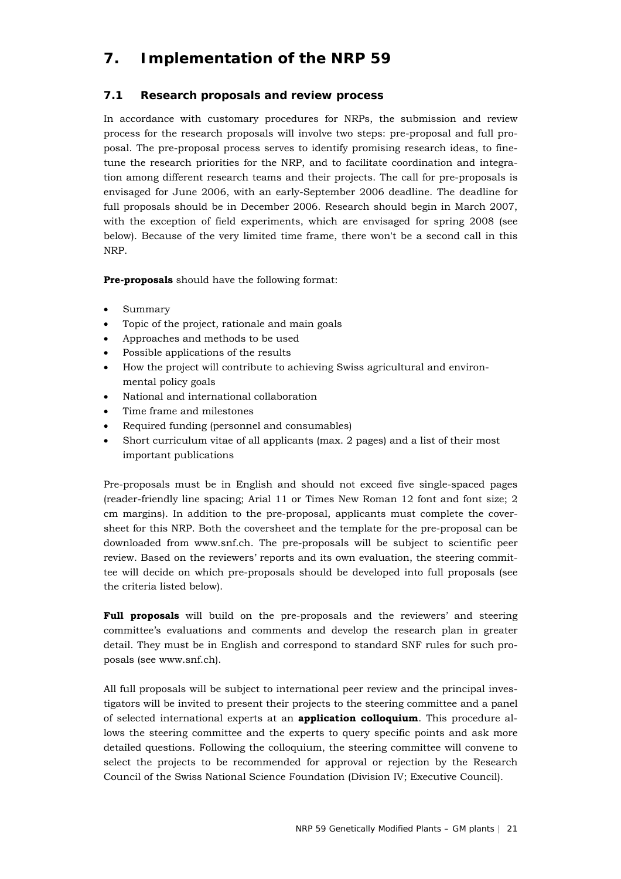# 7. Implementation of the NRP 59

## 7.1 Research proposals and review process

In accordance with customary procedures for NRPs, the submission and review process for the research proposals will involve two steps: pre-proposal and full proposal. The pre-proposal process serves to identify promising research ideas, to fine-tune the research priorities for the NRP, and to facilitate coordination and integration among different research teams and their projects. The call for pre-proposals is envisaged for June 2006, with an early-September 2006 deadline. The deadline for full proposals should be in December 2006. Research should begin in March 2007, with the exception of field experiments, which are envisaged for spring 2008 (see below). Because of the very limited time frame, there won't be a second call in this NRP.

**Pre-proposals** should have the following format:

- Summary
- Topic of the project, rationale and main goals
- Approaches and methods to be used
- Possible applications of the results
- How the project will contribute to achieving Swiss agricultural and environmental policy goals
- National and international collaboration
- Time frame and milestones
- Required funding (personnel and consumables)
- Short curriculum vitae of all applicants (max. 2 pages) and a list of their most important publications

Pre-proposals must be in English and should not exceed five single-spaced pages (reader-friendly line spacing; Arial 11 or Times New Roman 12 font and font size; 2 cm margins). In addition to the pre-proposal, applicants must complete the coversheet for this NRP. Both the coversheet and the template for the pre-proposal can be downloaded from www.snf.ch. The pre-proposals will be subject to scientific peer review. Based on the reviewers' reports and its own evaluation, the steering committee will decide on which pre-proposals should be developed into full proposals (see the criteria listed below).

**Full proposals** will build on the pre-proposals and the reviewers' and steering committee's evaluations and comments and develop the research plan in greater detail. They must be in English and correspond to standard SNF rules for such proposals (see www.snf.ch).

All full proposals will be subject to international peer review and the principal investigators will be invited to present their projects to the steering committee and a panel of selected international experts at an **application colloquium**. This procedure allows the steering committee and the experts to query specific points and ask more detailed questions. Following the colloquium, the steering committee will convene to select the projects to be recommended for approval or rejection by the Research Council of the Swiss National Science Foundation (Division IV; Executive Council).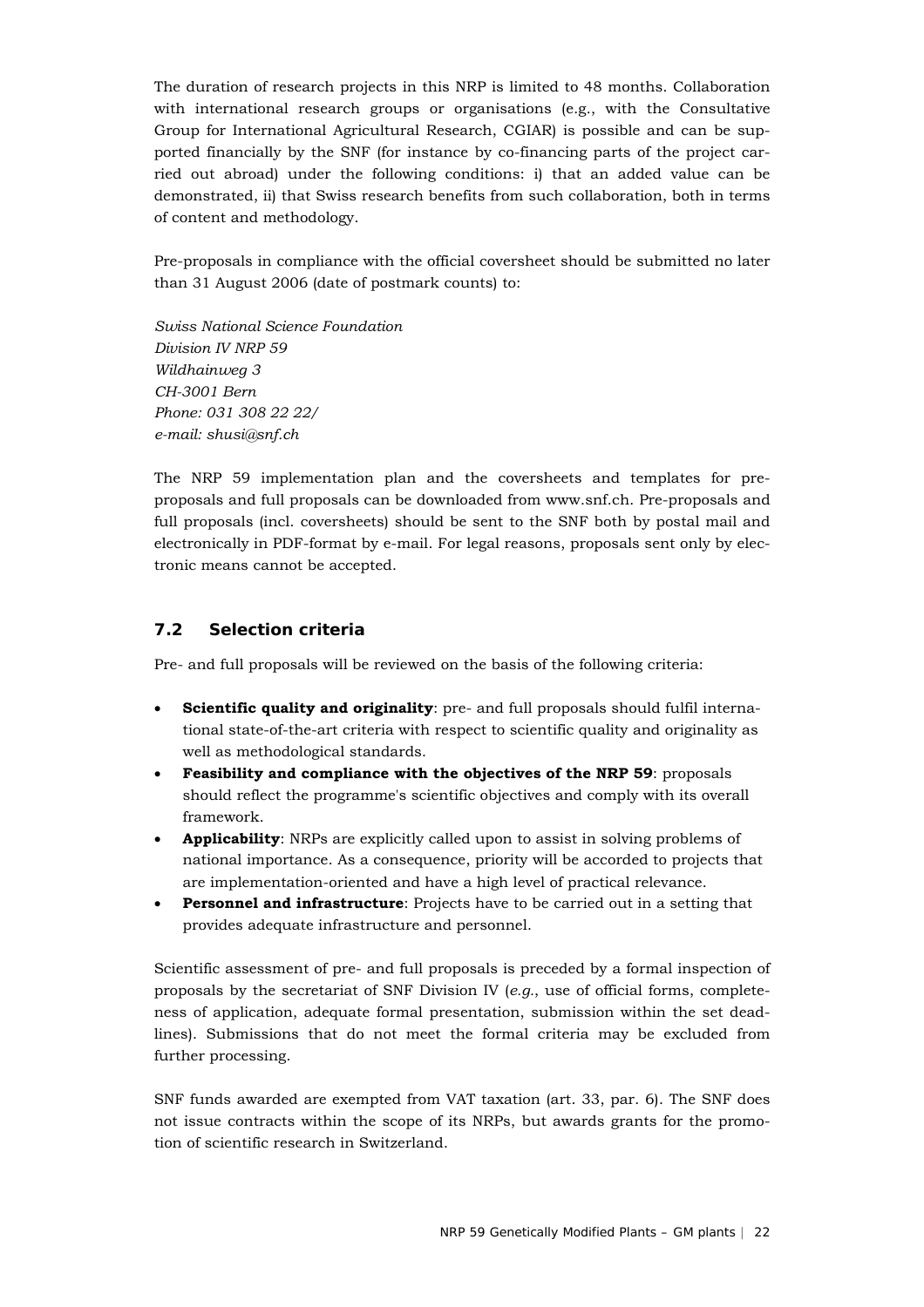The duration of research projects in this NRP is limited to 48 months. Collaboration with international research groups or organisations (e.g., with the Consultative Group for International Agricultural Research, CGIAR) is possible and can be supported financially by the SNF (for instance by co-financing parts of the project carried out abroad) under the following conditions: i) that an added value can be demonstrated, ii) that Swiss research benefits from such collaboration, both in terms of content and methodology.

Pre-proposals in compliance with the official coversheet should be submitted no later than 31 August 2006 (date of postmark counts) to:

*Swiss National Science Foundation*  
*Division IV NRP 59*  
*Wildhainweg 3*  
*CH-3001 Bern*  
*Phone: 031 308 22 22/*  
*e-mail: shusi@snf.ch*

The NRP 59 implementation plan and the coversheets and templates for pre-proposals and full proposals can be downloaded from www.snf.ch. Pre-proposals and full proposals (incl. coversheets) should be sent to the SNF both by postal mail and electronically in PDF-format by e-mail. For legal reasons, proposals sent only by electronic means cannot be accepted.

## 7.2 Selection criteria

Pre- and full proposals will be reviewed on the basis of the following criteria:

- **Scientific quality and originality**: pre- and full proposals should fulfil international state-of-the-art criteria with respect to scientific quality and originality as well as methodological standards.
- **Feasibility and compliance with the objectives of the NRP 59**: proposals should reflect the programme's scientific objectives and comply with its overall framework.
- **Applicability**: NRPs are explicitly called upon to assist in solving problems of national importance. As a consequence, priority will be accorded to projects that are implementation-oriented and have a high level of practical relevance.
- **Personnel and infrastructure**: Projects have to be carried out in a setting that provides adequate infrastructure and personnel.

Scientific assessment of pre- and full proposals is preceded by a formal inspection of proposals by the secretariat of SNF Division IV (*e.g.*, use of official forms, completeness of application, adequate formal presentation, submission within the set deadlines). Submissions that do not meet the formal criteria may be excluded from further processing.

SNF funds awarded are exempted from VAT taxation (art. 33, par. 6). The SNF does not issue contracts within the scope of its NRPs, but awards grants for the promotion of scientific research in Switzerland.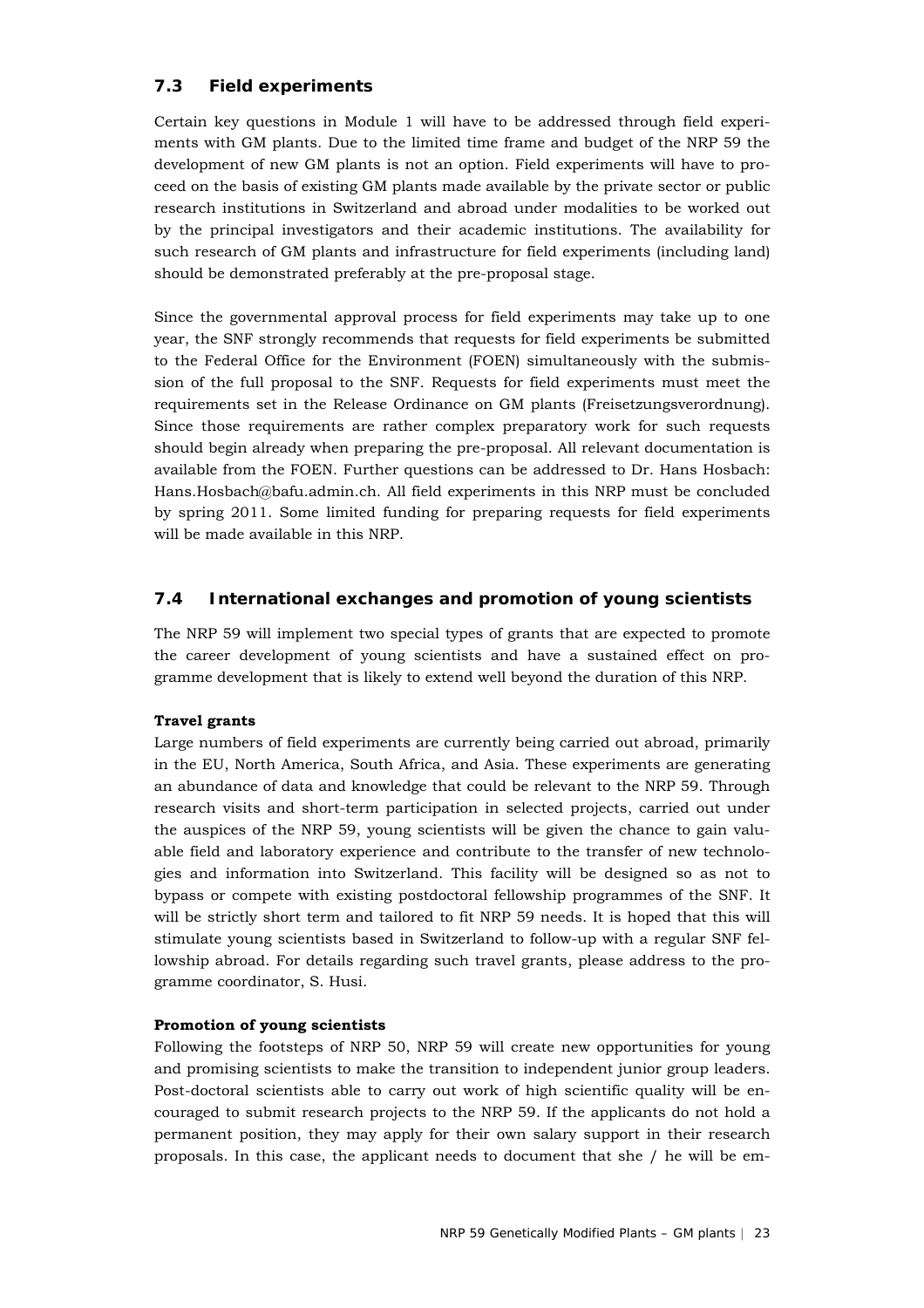## 7.3 Field experiments

Certain key questions in Module 1 will have to be addressed through field experiments with GM plants. Due to the limited time frame and budget of the NRP 59 the development of new GM plants is not an option. Field experiments will have to proceed on the basis of existing GM plants made available by the private sector or public research institutions in Switzerland and abroad under modalities to be worked out by the principal investigators and their academic institutions. The availability for such research of GM plants and infrastructure for field experiments (including land) should be demonstrated preferably at the pre-proposal stage.

Since the governmental approval process for field experiments may take up to one year, the SNF strongly recommends that requests for field experiments be submitted to the Federal Office for the Environment (FOEN) simultaneously with the submission of the full proposal to the SNF. Requests for field experiments must meet the requirements set in the Release Ordinance on GM plants (Freisetzungsverordnung). Since those requirements are rather complex preparatory work for such requests should begin already when preparing the pre-proposal. All relevant documentation is available from the FOEN. Further questions can be addressed to Dr. Hans Hosbach: Hans.Hosbach@bafu.admin.ch. All field experiments in this NRP must be concluded by spring 2011. Some limited funding for preparing requests for field experiments will be made available in this NRP.

## 7.4 International exchanges and promotion of young scientists

The NRP 59 will implement two special types of grants that are expected to promote the career development of young scientists and have a sustained effect on programme development that is likely to extend well beyond the duration of this NRP.

**Travel grants**

Large numbers of field experiments are currently being carried out abroad, primarily in the EU, North America, South Africa, and Asia. These experiments are generating an abundance of data and knowledge that could be relevant to the NRP 59. Through research visits and short-term participation in selected projects, carried out under the auspices of the NRP 59, young scientists will be given the chance to gain valuable field and laboratory experience and contribute to the transfer of new technologies and information into Switzerland. This facility will be designed so as not to bypass or compete with existing postdoctoral fellowship programmes of the SNF. It will be strictly short term and tailored to fit NRP 59 needs. It is hoped that this will stimulate young scientists based in Switzerland to follow-up with a regular SNF fellowship abroad. For details regarding such travel grants, please address to the programme coordinator, S. Husi.

**Promotion of young scientists**

Following the footsteps of NRP 50, NRP 59 will create new opportunities for young and promising scientists to make the transition to independent junior group leaders. Post-doctoral scientists able to carry out work of high scientific quality will be encouraged to submit research projects to the NRP 59. If the applicants do not hold a permanent position, they may apply for their own salary support in their research proposals. In this case, the applicant needs to document that she / he will be em-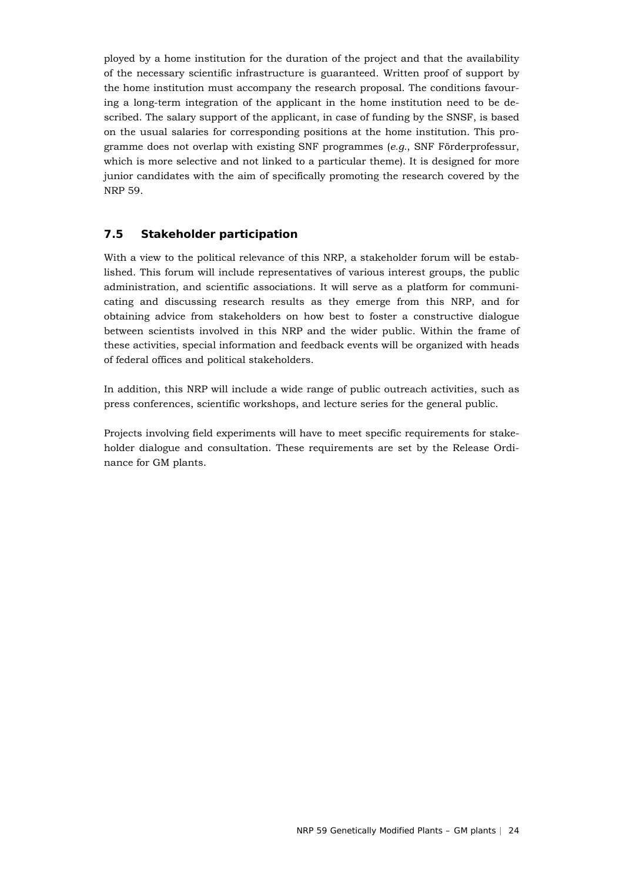ployed by a home institution for the duration of the project and that the availability of the necessary scientific infrastructure is guaranteed. Written proof of support by the home institution must accompany the research proposal. The conditions favouring a long-term integration of the applicant in the home institution need to be described. The salary support of the applicant, in case of funding by the SNSF, is based on the usual salaries for corresponding positions at the home institution. This programme does not overlap with existing SNF programmes (*e.g.*, SNF Förderprofessur, which is more selective and not linked to a particular theme). It is designed for more junior candidates with the aim of specifically promoting the research covered by the NRP 59.

### 7.5 Stakeholder participation

With a view to the political relevance of this NRP, a stakeholder forum will be established. This forum will include representatives of various interest groups, the public administration, and scientific associations. It will serve as a platform for communicating and discussing research results as they emerge from this NRP, and for obtaining advice from stakeholders on how best to foster a constructive dialogue between scientists involved in this NRP and the wider public. Within the frame of these activities, special information and feedback events will be organized with heads of federal offices and political stakeholders.

In addition, this NRP will include a wide range of public outreach activities, such as press conferences, scientific workshops, and lecture series for the general public.

Projects involving field experiments will have to meet specific requirements for stakeholder dialogue and consultation. These requirements are set by the Release Ordinance for GM plants.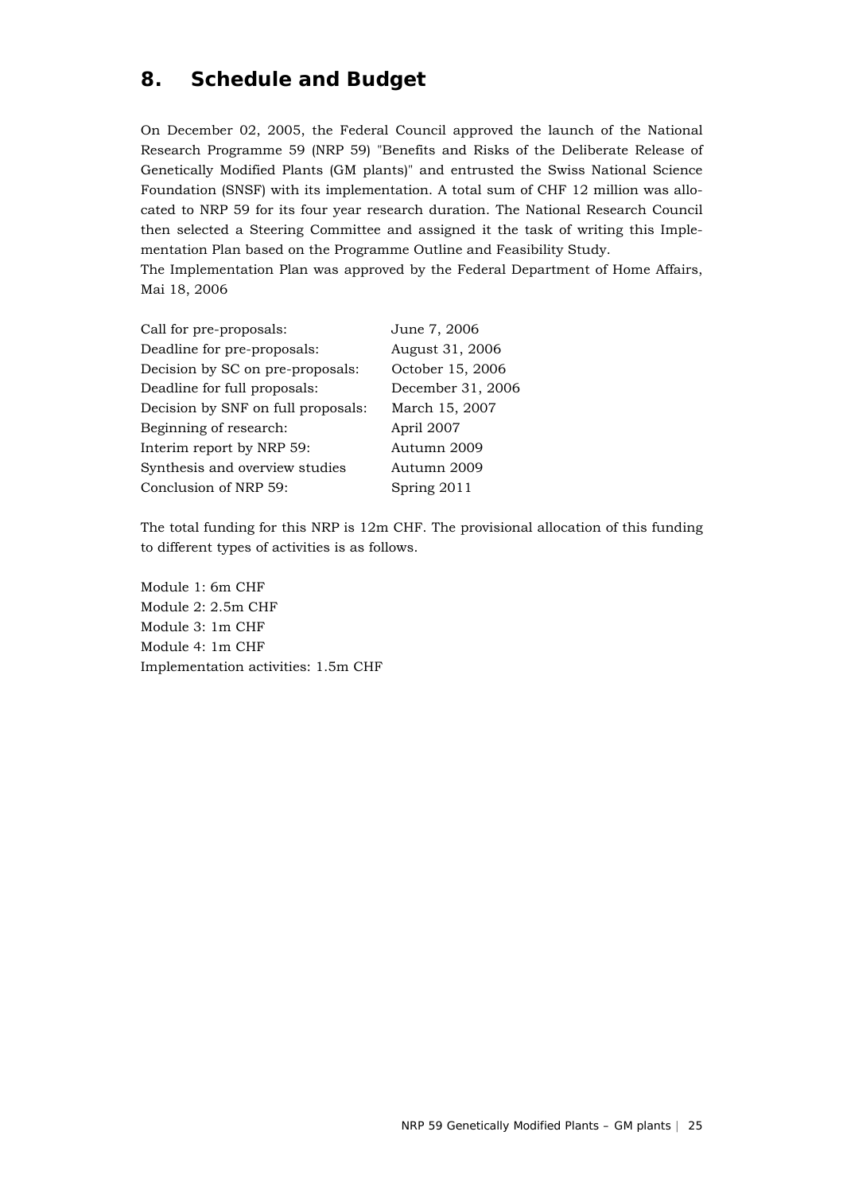# 8. Schedule and Budget

On December 02, 2005, the Federal Council approved the launch of the National Research Programme 59 (NRP 59) "Benefits and Risks of the Deliberate Release of Genetically Modified Plants (GM plants)" and entrusted the Swiss National Science Foundation (SNSF) with its implementation. A total sum of CHF 12 million was allocated to NRP 59 for its four year research duration. The National Research Council then selected a Steering Committee and assigned it the task of writing this Implementation Plan based on the Programme Outline and Feasibility Study.
The Implementation Plan was approved by the Federal Department of Home Affairs, Mai 18, 2006

| | |
|---|---|
| Call for pre-proposals: | June 7, 2006 |
| Deadline for pre-proposals: | August 31, 2006 |
| Decision by SC on pre-proposals: | October 15, 2006 |
| Deadline for full proposals: | December 31, 2006 |
| Decision by SNF on full proposals: | March 15, 2007 |
| Beginning of research: | April 2007 |
| Interim report by NRP 59: | Autumn 2009 |
| Synthesis and overview studies | Autumn 2009 |
| Conclusion of NRP 59: | Spring 2011 |

The total funding for this NRP is 12m CHF. The provisional allocation of this funding to different types of activities is as follows.

Module 1: 6m CHF
Module 2: 2.5m CHF
Module 3: 1m CHF
Module 4: 1m CHF
Implementation activities: 1.5m CHF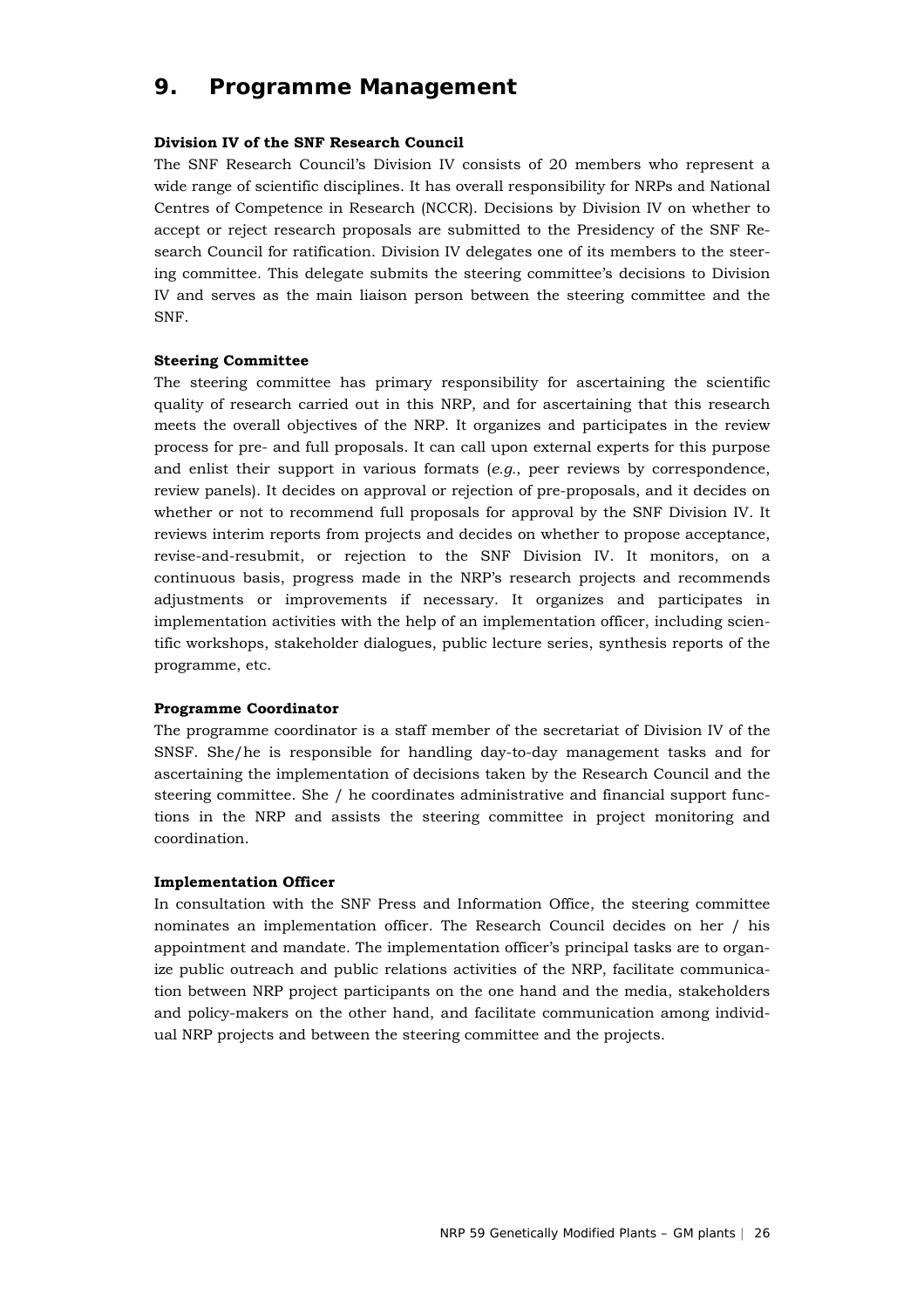# 9. Programme Management

**Division IV of the SNF Research Council**

The SNF Research Council's Division IV consists of 20 members who represent a wide range of scientific disciplines. It has overall responsibility for NRPs and National Centres of Competence in Research (NCCR). Decisions by Division IV on whether to accept or reject research proposals are submitted to the Presidency of the SNF Research Council for ratification. Division IV delegates one of its members to the steering committee. This delegate submits the steering committee's decisions to Division IV and serves as the main liaison person between the steering committee and the SNF.

**Steering Committee**

The steering committee has primary responsibility for ascertaining the scientific quality of research carried out in this NRP, and for ascertaining that this research meets the overall objectives of the NRP. It organizes and participates in the review process for pre- and full proposals. It can call upon external experts for this purpose and enlist their support in various formats (*e.g.*, peer reviews by correspondence, review panels). It decides on approval or rejection of pre-proposals, and it decides on whether or not to recommend full proposals for approval by the SNF Division IV. It reviews interim reports from projects and decides on whether to propose acceptance, revise-and-resubmit, or rejection to the SNF Division IV. It monitors, on a continuous basis, progress made in the NRP's research projects and recommends adjustments or improvements if necessary. It organizes and participates in implementation activities with the help of an implementation officer, including scientific workshops, stakeholder dialogues, public lecture series, synthesis reports of the programme, etc.

**Programme Coordinator**

The programme coordinator is a staff member of the secretariat of Division IV of the SNSF. She/he is responsible for handling day-to-day management tasks and for ascertaining the implementation of decisions taken by the Research Council and the steering committee. She / he coordinates administrative and financial support functions in the NRP and assists the steering committee in project monitoring and coordination.

**Implementation Officer**

In consultation with the SNF Press and Information Office, the steering committee nominates an implementation officer. The Research Council decides on her / his appointment and mandate. The implementation officer's principal tasks are to organize public outreach and public relations activities of the NRP, facilitate communication between NRP project participants on the one hand and the media, stakeholders and policy-makers on the other hand, and facilitate communication among individual NRP projects and between the steering committee and the projects.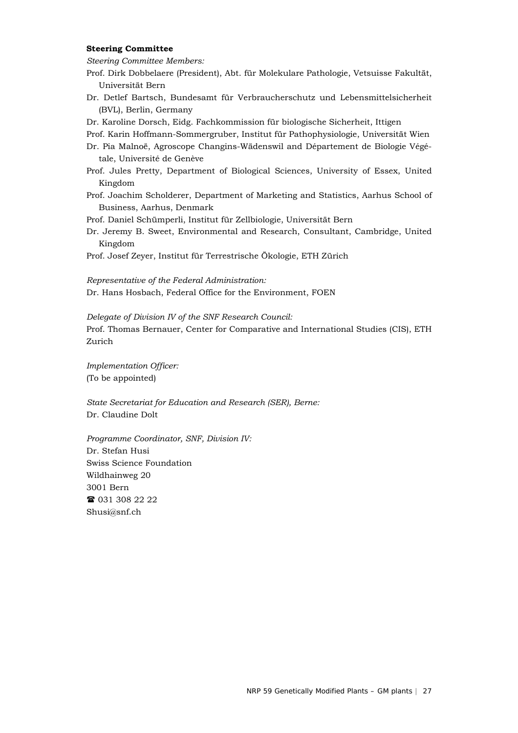**Steering Committee**

*Steering Committee Members:*

Prof. Dirk Dobbelaere (President), Abt. für Molekulare Pathologie, Vetsuisse Fakultät, Universität Bern

Dr. Detlef Bartsch, Bundesamt für Verbraucherschutz und Lebensmittelsicherheit (BVL), Berlin, Germany

Dr. Karoline Dorsch, Eidg. Fachkommission für biologische Sicherheit, Ittigen

Prof. Karin Hoffmann-Sommergruber, Institut für Pathophysiologie, Universität Wien

Dr. Pia Malnoë, Agroscope Changins-Wädenswil and Département de Biologie Végétale, Université de Genève

Prof. Jules Pretty, Department of Biological Sciences, University of Essex, United Kingdom

Prof. Joachim Scholderer, Department of Marketing and Statistics, Aarhus School of Business, Aarhus, Denmark

Prof. Daniel Schümperli, Institut für Zellbiologie, Universität Bern

Dr. Jeremy B. Sweet, Environmental and Research, Consultant, Cambridge, United Kingdom

Prof. Josef Zeyer, Institut für Terrestrische Ökologie, ETH Zürich

*Representative of the Federal Administration:*

Dr. Hans Hosbach, Federal Office for the Environment, FOEN

*Delegate of Division IV of the SNF Research Council:*

Prof. Thomas Bernauer, Center for Comparative and International Studies (CIS), ETH Zurich

*Implementation Officer:*

(To be appointed)

*State Secretariat for Education and Research (SER), Berne:*

Dr. Claudine Dolt

*Programme Coordinator, SNF, Division IV:*

Dr. Stefan Husi
Swiss Science Foundation
Wildhainweg 20
3001 Bern
☎ 031 308 22 22
Shusi@snf.ch